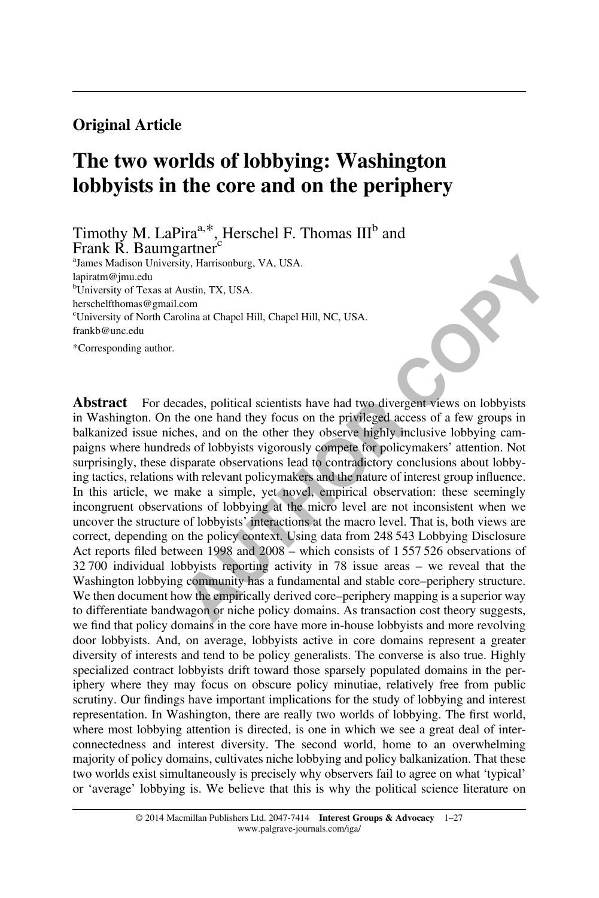**Original Article**

# The two worlds of lobbying: Washington lobbyists in the core and on the periphery

Timothy M. LaPira[a,*], Herschel F. Thomas III[b] and Frank R. Baumgartner[c]

[a]James Madison University, Harrisonburg, VA, USA.
lapiratm@jmu.edu
[b]University of Texas at Austin, TX, USA.
herschelfthomas@gmail.com
[c]University of North Carolina at Chapel Hill, Chapel Hill, NC, USA.
frankb@unc.edu

*Corresponding author.

**Abstract** For decades, political scientists have had two divergent views on lobbyists in Washington. On the one hand they focus on the privileged access of a few groups in balkanized issue niches, and on the other they observe highly inclusive lobbying campaigns where hundreds of lobbyists vigorously compete for policymakers' attention. Not surprisingly, these disparate observations lead to contradictory conclusions about lobbying tactics, relations with relevant policymakers and the nature of interest group influence. In this article, we make a simple, yet novel, empirical observation: these seemingly incongruent observations of lobbying at the micro level are not inconsistent when we uncover the structure of lobbyists' interactions at the macro level. That is, both views are correct, depending on the policy context. Using data from 248 543 Lobbying Disclosure Act reports filed between 1998 and 2008 – which consists of 1 557 526 observations of 32 700 individual lobbyists reporting activity in 78 issue areas – we reveal that the Washington lobbying community has a fundamental and stable core–periphery structure. We then document how the empirically derived core–periphery mapping is a superior way to differentiate bandwagon or niche policy domains. As transaction cost theory suggests, we find that policy domains in the core have more in-house lobbyists and more revolving door lobbyists. And, on average, lobbyists active in core domains represent a greater diversity of interests and tend to be policy generalists. The converse is also true. Highly specialized contract lobbyists drift toward those sparsely populated domains in the periphery where they may focus on obscure policy minutiae, relatively free from public scrutiny. Our findings have important implications for the study of lobbying and interest representation. In Washington, there are really two worlds of lobbying. The first world, where most lobbying attention is directed, is one in which we see a great deal of interconnectedness and interest diversity. The second world, home to an overwhelming majority of policy domains, cultivates niche lobbying and policy balkanization. That these two worlds exist simultaneously is precisely why observers fail to agree on what 'typical' or 'average' lobbying is. We believe that this is why the political science literature on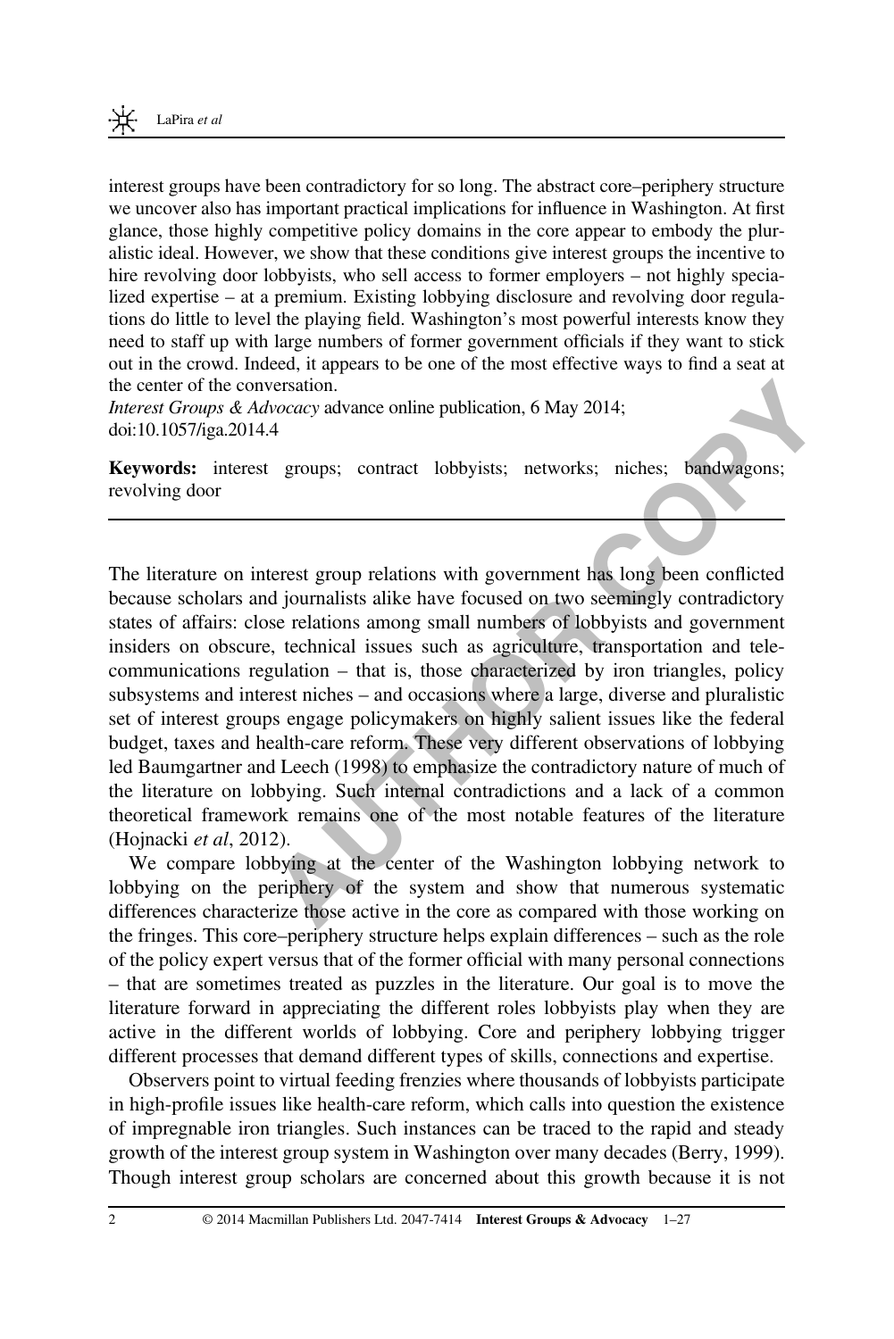interest groups have been contradictory for so long. The abstract core–periphery structure we uncover also has important practical implications for influence in Washington. At first glance, those highly competitive policy domains in the core appear to embody the pluralistic ideal. However, we show that these conditions give interest groups the incentive to hire revolving door lobbyists, who sell access to former employers – not highly specialized expertise – at a premium. Existing lobbying disclosure and revolving door regulations do little to level the playing field. Washington's most powerful interests know they need to staff up with large numbers of former government officials if they want to stick out in the crowd. Indeed, it appears to be one of the most effective ways to find a seat at the center of the conversation.

*Interest Groups & Advocacy* advance online publication, 6 May 2014; doi:10.1057/iga.2014.4

**Keywords:** interest groups; contract lobbyists; networks; niches; bandwagons; revolving door

---

The literature on interest group relations with government has long been conflicted because scholars and journalists alike have focused on two seemingly contradictory states of affairs: close relations among small numbers of lobbyists and government insiders on obscure, technical issues such as agriculture, transportation and telecommunications regulation – that is, those characterized by iron triangles, policy subsystems and interest niches – and occasions where a large, diverse and pluralistic set of interest groups engage policymakers on highly salient issues like the federal budget, taxes and health-care reform. These very different observations of lobbying led Baumgartner and Leech (1998) to emphasize the contradictory nature of much of the literature on lobbying. Such internal contradictions and a lack of a common theoretical framework remains one of the most notable features of the literature (Hojnacki *et al*, 2012).

We compare lobbying at the center of the Washington lobbying network to lobbying on the periphery of the system and show that numerous systematic differences characterize those active in the core as compared with those working on the fringes. This core–periphery structure helps explain differences – such as the role of the policy expert versus that of the former official with many personal connections – that are sometimes treated as puzzles in the literature. Our goal is to move the literature forward in appreciating the different roles lobbyists play when they are active in the different worlds of lobbying. Core and periphery lobbying trigger different processes that demand different types of skills, connections and expertise.

Observers point to virtual feeding frenzies where thousands of lobbyists participate in high-profile issues like health-care reform, which calls into question the existence of impregnable iron triangles. Such instances can be traced to the rapid and steady growth of the interest group system in Washington over many decades (Berry, 1999). Though interest group scholars are concerned about this growth because it is not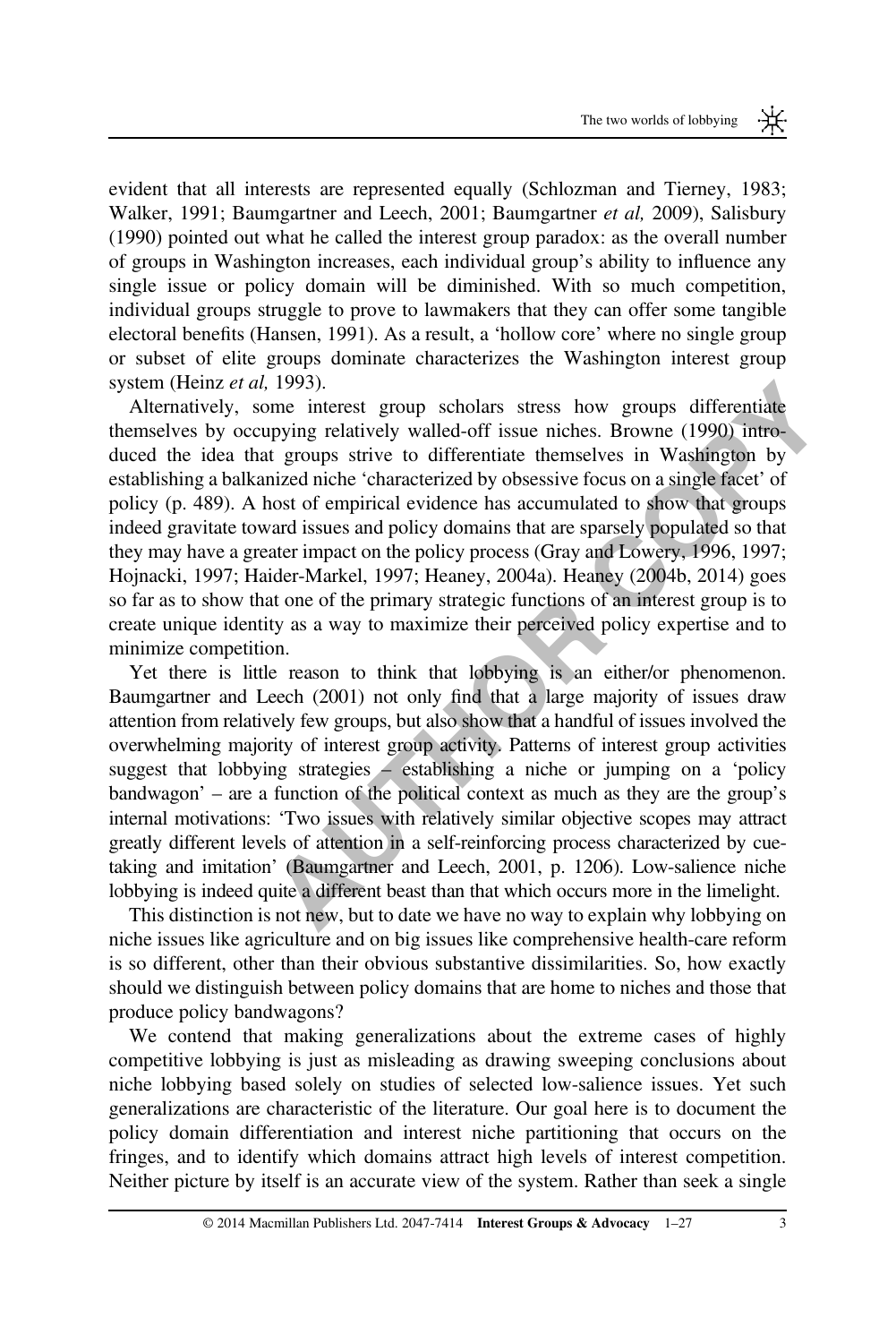evident that all interests are represented equally (Schlozman and Tierney, 1983; Walker, 1991; Baumgartner and Leech, 2001; Baumgartner *et al,* 2009), Salisbury (1990) pointed out what he called the interest group paradox: as the overall number of groups in Washington increases, each individual group's ability to influence any single issue or policy domain will be diminished. With so much competition, individual groups struggle to prove to lawmakers that they can offer some tangible electoral benefits (Hansen, 1991). As a result, a 'hollow core' where no single group or subset of elite groups dominate characterizes the Washington interest group system (Heinz *et al,* 1993).

Alternatively, some interest group scholars stress how groups differentiate themselves by occupying relatively walled-off issue niches. Browne (1990) introduced the idea that groups strive to differentiate themselves in Washington by establishing a balkanized niche 'characterized by obsessive focus on a single facet' of policy (p. 489). A host of empirical evidence has accumulated to show that groups indeed gravitate toward issues and policy domains that are sparsely populated so that they may have a greater impact on the policy process (Gray and Lowery, 1996, 1997; Hojnacki, 1997; Haider-Markel, 1997; Heaney, 2004a). Heaney (2004b, 2014) goes so far as to show that one of the primary strategic functions of an interest group is to create unique identity as a way to maximize their perceived policy expertise and to minimize competition.

Yet there is little reason to think that lobbying is an either/or phenomenon. Baumgartner and Leech (2001) not only find that a large majority of issues draw attention from relatively few groups, but also show that a handful of issues involved the overwhelming majority of interest group activity. Patterns of interest group activities suggest that lobbying strategies – establishing a niche or jumping on a 'policy bandwagon' – are a function of the political context as much as they are the group's internal motivations: 'Two issues with relatively similar objective scopes may attract greatly different levels of attention in a self-reinforcing process characterized by cue-taking and imitation' (Baumgartner and Leech, 2001, p. 1206). Low-salience niche lobbying is indeed quite a different beast than that which occurs more in the limelight.

This distinction is not new, but to date we have no way to explain why lobbying on niche issues like agriculture and on big issues like comprehensive health-care reform is so different, other than their obvious substantive dissimilarities. So, how exactly should we distinguish between policy domains that are home to niches and those that produce policy bandwagons?

We contend that making generalizations about the extreme cases of highly competitive lobbying is just as misleading as drawing sweeping conclusions about niche lobbying based solely on studies of selected low-salience issues. Yet such generalizations are characteristic of the literature. Our goal here is to document the policy domain differentiation and interest niche partitioning that occurs on the fringes, and to identify which domains attract high levels of interest competition. Neither picture by itself is an accurate view of the system. Rather than seek a single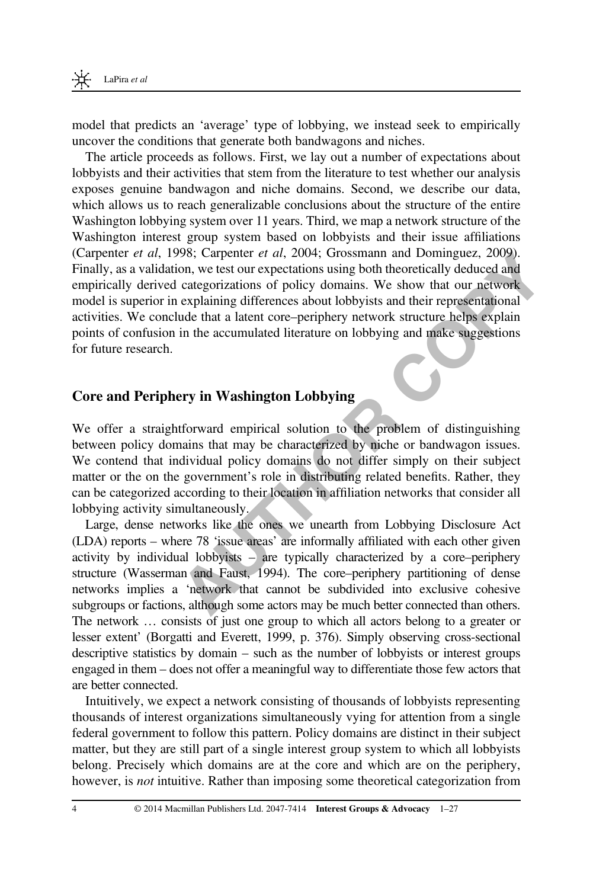model that predicts an 'average' type of lobbying, we instead seek to empirically uncover the conditions that generate both bandwagons and niches.

The article proceeds as follows. First, we lay out a number of expectations about lobbyists and their activities that stem from the literature to test whether our analysis exposes genuine bandwagon and niche domains. Second, we describe our data, which allows us to reach generalizable conclusions about the structure of the entire Washington lobbying system over 11 years. Third, we map a network structure of the Washington interest group system based on lobbyists and their issue affiliations (Carpenter *et al*, 1998; Carpenter *et al*, 2004; Grossmann and Dominguez, 2009). Finally, as a validation, we test our expectations using both theoretically deduced and empirically derived categorizations of policy domains. We show that our network model is superior in explaining differences about lobbyists and their representational activities. We conclude that a latent core–periphery network structure helps explain points of confusion in the accumulated literature on lobbying and make suggestions for future research.

## Core and Periphery in Washington Lobbying

We offer a straightforward empirical solution to the problem of distinguishing between policy domains that may be characterized by niche or bandwagon issues. We contend that individual policy domains do not differ simply on their subject matter or the on the government's role in distributing related benefits. Rather, they can be categorized according to their location in affiliation networks that consider all lobbying activity simultaneously.

Large, dense networks like the ones we unearth from Lobbying Disclosure Act (LDA) reports – where 78 'issue areas' are informally affiliated with each other given activity by individual lobbyists – are typically characterized by a core–periphery structure (Wasserman and Faust, 1994). The core–periphery partitioning of dense networks implies a 'network that cannot be subdivided into exclusive cohesive subgroups or factions, although some actors may be much better connected than others. The network … consists of just one group to which all actors belong to a greater or lesser extent' (Borgatti and Everett, 1999, p. 376). Simply observing cross-sectional descriptive statistics by domain – such as the number of lobbyists or interest groups engaged in them – does not offer a meaningful way to differentiate those few actors that are better connected.

Intuitively, we expect a network consisting of thousands of lobbyists representing thousands of interest organizations simultaneously vying for attention from a single federal government to follow this pattern. Policy domains are distinct in their subject matter, but they are still part of a single interest group system to which all lobbyists belong. Precisely which domains are at the core and which are on the periphery, however, is *not* intuitive. Rather than imposing some theoretical categorization from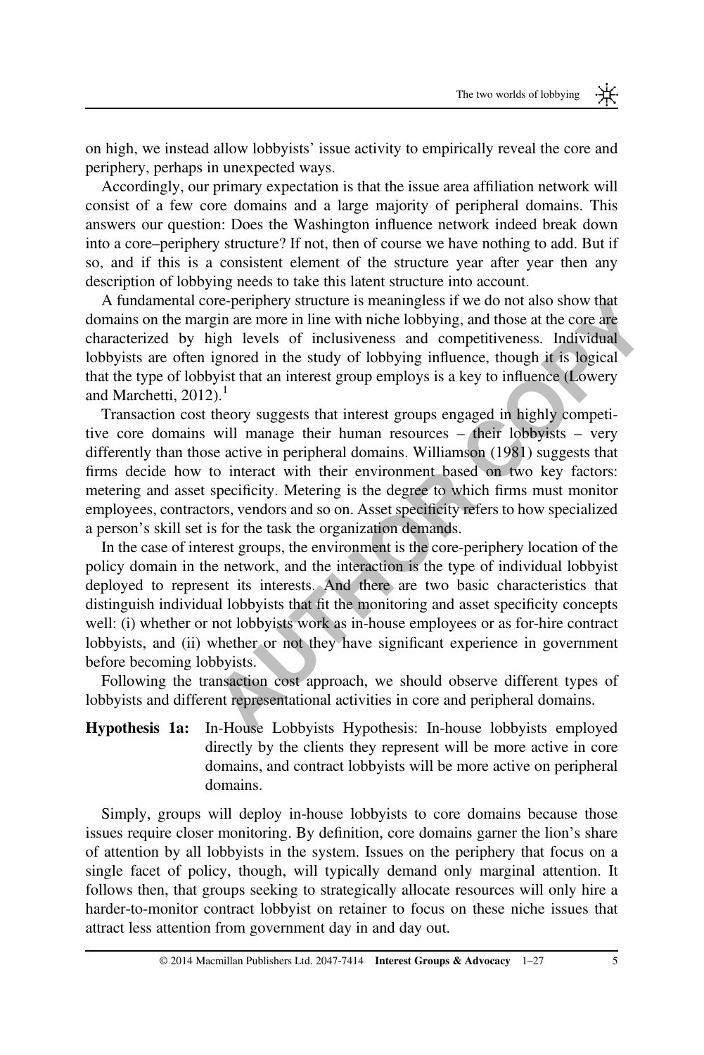on high, we instead allow lobbyists' issue activity to empirically reveal the core and periphery, perhaps in unexpected ways.

Accordingly, our primary expectation is that the issue area affiliation network will consist of a few core domains and a large majority of peripheral domains. This answers our question: Does the Washington influence network indeed break down into a core–periphery structure? If not, then of course we have nothing to add. But if so, and if this is a consistent element of the structure year after year then any description of lobbying needs to take this latent structure into account.

A fundamental core-periphery structure is meaningless if we do not also show that domains on the margin are more in line with niche lobbying, and those at the core are characterized by high levels of inclusiveness and competitiveness. Individual lobbyists are often ignored in the study of lobbying influence, though it is logical that the type of lobbyist that an interest group employs is a key to influence (Lowery and Marchetti, 2012).[1]

Transaction cost theory suggests that interest groups engaged in highly competitive core domains will manage their human resources – their lobbyists – very differently than those active in peripheral domains. Williamson (1981) suggests that firms decide how to interact with their environment based on two key factors: metering and asset specificity. Metering is the degree to which firms must monitor employees, contractors, vendors and so on. Asset specificity refers to how specialized a person's skill set is for the task the organization demands.

In the case of interest groups, the environment is the core-periphery location of the policy domain in the network, and the interaction is the type of individual lobbyist deployed to represent its interests. And there are two basic characteristics that distinguish individual lobbyists that fit the monitoring and asset specificity concepts well: (i) whether or not lobbyists work as in-house employees or as for-hire contract lobbyists, and (ii) whether or not they have significant experience in government before becoming lobbyists.

Following the transaction cost approach, we should observe different types of lobbyists and different representational activities in core and peripheral domains.

**Hypothesis 1a:** In-House Lobbyists Hypothesis: In-house lobbyists employed directly by the clients they represent will be more active in core domains, and contract lobbyists will be more active on peripheral domains.

Simply, groups will deploy in-house lobbyists to core domains because those issues require closer monitoring. By definition, core domains garner the lion's share of attention by all lobbyists in the system. Issues on the periphery that focus on a single facet of policy, though, will typically demand only marginal attention. It follows then, that groups seeking to strategically allocate resources will only hire a harder-to-monitor contract lobbyist on retainer to focus on these niche issues that attract less attention from government day in and day out.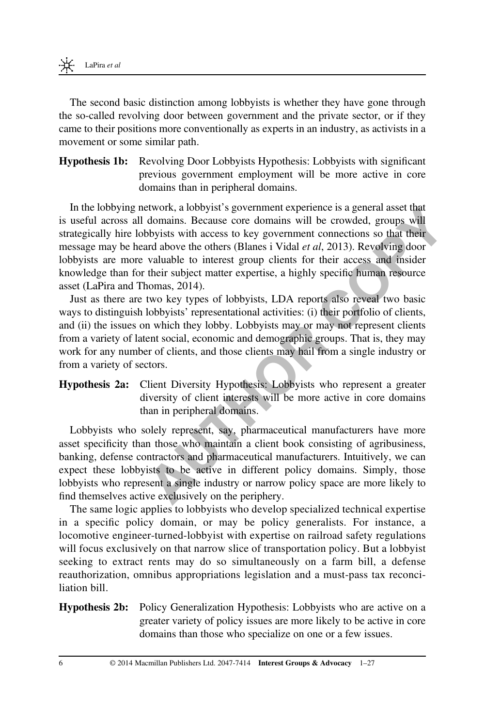The second basic distinction among lobbyists is whether they have gone through the so-called revolving door between government and the private sector, or if they came to their positions more conventionally as experts in an industry, as activists in a movement or some similar path.

**Hypothesis 1b:** Revolving Door Lobbyists Hypothesis: Lobbyists with significant previous government employment will be more active in core domains than in peripheral domains.

In the lobbying network, a lobbyist's government experience is a general asset that is useful across all domains. Because core domains will be crowded, groups will strategically hire lobbyists with access to key government connections so that their message may be heard above the others (Blanes i Vidal *et al*, 2013). Revolving door lobbyists are more valuable to interest group clients for their access and insider knowledge than for their subject matter expertise, a highly specific human resource asset (LaPira and Thomas, 2014).

Just as there are two key types of lobbyists, LDA reports also reveal two basic ways to distinguish lobbyists' representational activities: (i) their portfolio of clients, and (ii) the issues on which they lobby. Lobbyists may or may not represent clients from a variety of latent social, economic and demographic groups. That is, they may work for any number of clients, and those clients may hail from a single industry or from a variety of sectors.

**Hypothesis 2a:** Client Diversity Hypothesis: Lobbyists who represent a greater diversity of client interests will be more active in core domains than in peripheral domains.

Lobbyists who solely represent, say, pharmaceutical manufacturers have more asset specificity than those who maintain a client book consisting of agribusiness, banking, defense contractors and pharmaceutical manufacturers. Intuitively, we can expect these lobbyists to be active in different policy domains. Simply, those lobbyists who represent a single industry or narrow policy space are more likely to find themselves active exclusively on the periphery.

The same logic applies to lobbyists who develop specialized technical expertise in a specific policy domain, or may be policy generalists. For instance, a locomotive engineer-turned-lobbyist with expertise on railroad safety regulations will focus exclusively on that narrow slice of transportation policy. But a lobbyist seeking to extract rents may do so simultaneously on a farm bill, a defense reauthorization, omnibus appropriations legislation and a must-pass tax reconciliation bill.

**Hypothesis 2b:** Policy Generalization Hypothesis: Lobbyists who are active on a greater variety of policy issues are more likely to be active in core domains than those who specialize on one or a few issues.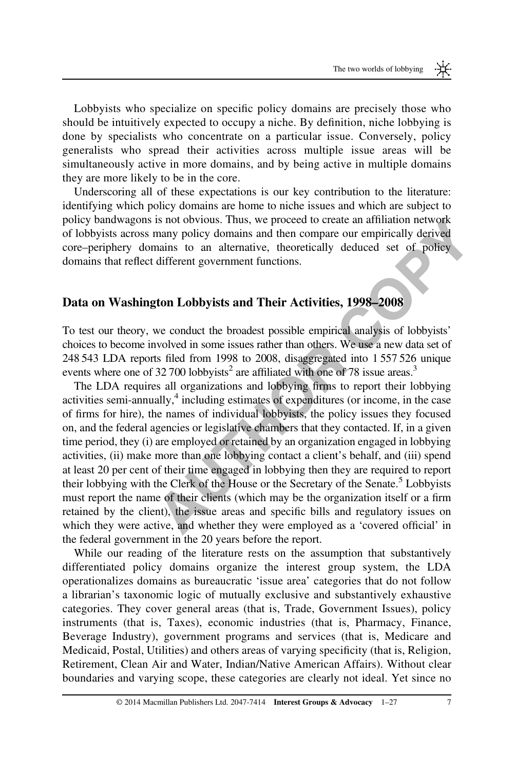Lobbyists who specialize on specific policy domains are precisely those who should be intuitively expected to occupy a niche. By definition, niche lobbying is done by specialists who concentrate on a particular issue. Conversely, policy generalists who spread their activities across multiple issue areas will be simultaneously active in more domains, and by being active in multiple domains they are more likely to be in the core.

Underscoring all of these expectations is our key contribution to the literature: identifying which policy domains are home to niche issues and which are subject to policy bandwagons is not obvious. Thus, we proceed to create an affiliation network of lobbyists across many policy domains and then compare our empirically derived core–periphery domains to an alternative, theoretically deduced set of policy domains that reflect different government functions.

## Data on Washington Lobbyists and Their Activities, 1998–2008

To test our theory, we conduct the broadest possible empirical analysis of lobbyists' choices to become involved in some issues rather than others. We use a new data set of 248 543 LDA reports filed from 1998 to 2008, disaggregated into 1 557 526 unique events where one of 32 700 lobbyists[2] are affiliated with one of 78 issue areas.[3]

The LDA requires all organizations and lobbying firms to report their lobbying activities semi-annually,[4] including estimates of expenditures (or income, in the case of firms for hire), the names of individual lobbyists, the policy issues they focused on, and the federal agencies or legislative chambers that they contacted. If, in a given time period, they (i) are employed or retained by an organization engaged in lobbying activities, (ii) make more than one lobbying contact a client's behalf, and (iii) spend at least 20 per cent of their time engaged in lobbying then they are required to report their lobbying with the Clerk of the House or the Secretary of the Senate.[5] Lobbyists must report the name of their clients (which may be the organization itself or a firm retained by the client), the issue areas and specific bills and regulatory issues on which they were active, and whether they were employed as a 'covered official' in the federal government in the 20 years before the report.

While our reading of the literature rests on the assumption that substantively differentiated policy domains organize the interest group system, the LDA operationalizes domains as bureaucratic 'issue area' categories that do not follow a librarian's taxonomic logic of mutually exclusive and substantively exhaustive categories. They cover general areas (that is, Trade, Government Issues), policy instruments (that is, Taxes), economic industries (that is, Pharmacy, Finance, Beverage Industry), government programs and services (that is, Medicare and Medicaid, Postal, Utilities) and others areas of varying specificity (that is, Religion, Retirement, Clean Air and Water, Indian/Native American Affairs). Without clear boundaries and varying scope, these categories are clearly not ideal. Yet since no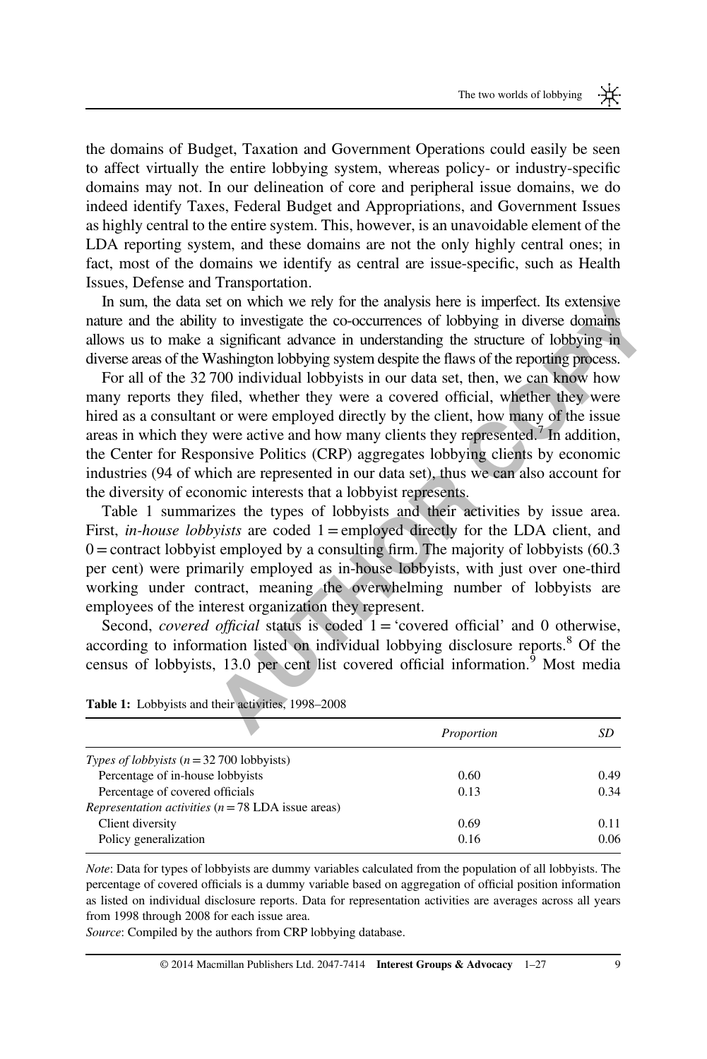the domains of Budget, Taxation and Government Operations could easily be seen to affect virtually the entire lobbying system, whereas policy- or industry-specific domains may not. In our delineation of core and peripheral issue domains, we do indeed identify Taxes, Federal Budget and Appropriations, and Government Issues as highly central to the entire system. This, however, is an unavoidable element of the LDA reporting system, and these domains are not the only highly central ones; in fact, most of the domains we identify as central are issue-specific, such as Health Issues, Defense and Transportation.

In sum, the data set on which we rely for the analysis here is imperfect. Its extensive nature and the ability to investigate the co-occurrences of lobbying in diverse domains allows us to make a significant advance in understanding the structure of lobbying in diverse areas of the Washington lobbying system despite the flaws of the reporting process.

For all of the 32 700 individual lobbyists in our data set, then, we can know how many reports they filed, whether they were a covered official, whether they were hired as a consultant or were employed directly by the client, how many of the issue areas in which they were active and how many clients they represented.[7] In addition, the Center for Responsive Politics (CRP) aggregates lobbying clients by economic industries (94 of which are represented in our data set), thus we can also account for the diversity of economic interests that a lobbyist represents.

Table 1 summarizes the types of lobbyists and their activities by issue area. First, *in-house lobbyists* are coded 1 = employed directly for the LDA client, and 0 = contract lobbyist employed by a consulting firm. The majority of lobbyists (60.3 per cent) were primarily employed as in-house lobbyists, with just over one-third working under contract, meaning the overwhelming number of lobbyists are employees of the interest organization they represent.

Second, *covered official* status is coded 1 = 'covered official' and 0 otherwise, according to information listed on individual lobbying disclosure reports.[8] Of the census of lobbyists, 13.0 per cent list covered official information.[9] Most media

**Table 1:** Lobbyists and their activities, 1998–2008

| | *Proportion* | *SD* |
|---|---|---|
| *Types of lobbyists* ($n = 32\,700$ lobbyists) | | |
| Percentage of in-house lobbyists | 0.60 | 0.49 |
| Percentage of covered officials | 0.13 | 0.34 |
| *Representation activities* ($n = 78$ LDA issue areas) | | |
| Client diversity | 0.69 | 0.11 |
| Policy generalization | 0.16 | 0.06 |

*Note*: Data for types of lobbyists are dummy variables calculated from the population of all lobbyists. The percentage of covered officials is a dummy variable based on aggregation of official position information as listed on individual disclosure reports. Data for representation activities are averages across all years from 1998 through 2008 for each issue area.

*Source*: Compiled by the authors from CRP lobbying database.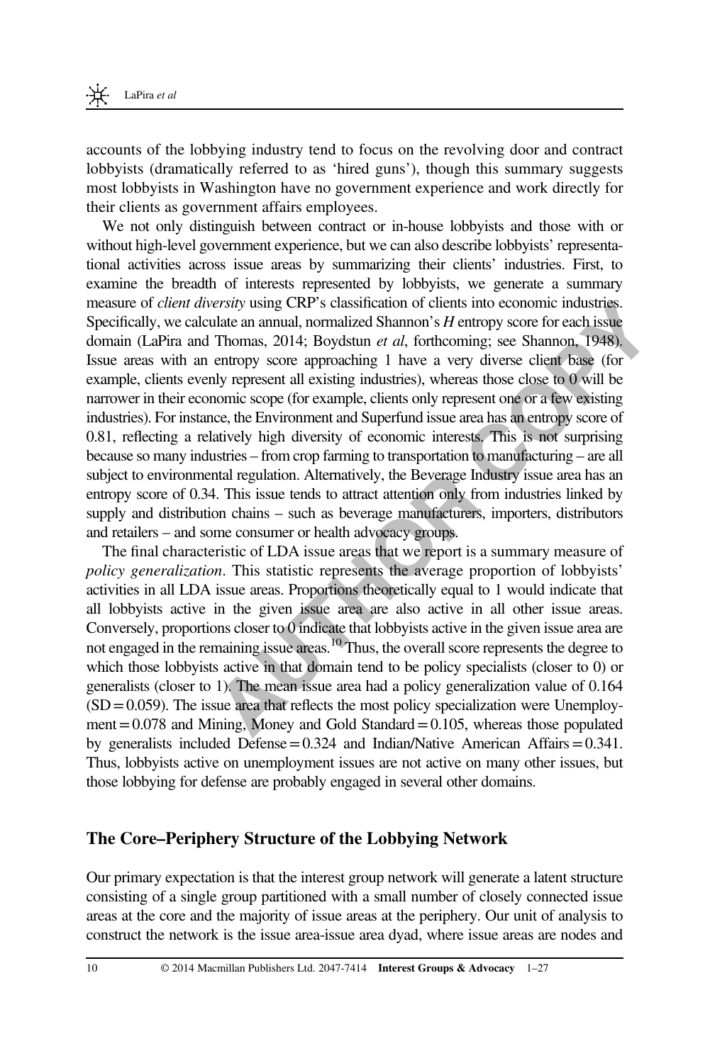accounts of the lobbying industry tend to focus on the revolving door and contract lobbyists (dramatically referred to as 'hired guns'), though this summary suggests most lobbyists in Washington have no government experience and work directly for their clients as government affairs employees.

We not only distinguish between contract or in-house lobbyists and those with or without high-level government experience, but we can also describe lobbyists' representational activities across issue areas by summarizing their clients' industries. First, to examine the breadth of interests represented by lobbyists, we generate a summary measure of *client diversity* using CRP's classification of clients into economic industries. Specifically, we calculate an annual, normalized Shannon's $H$ entropy score for each issue domain (LaPira and Thomas, 2014; Boydstun *et al*, forthcoming; see Shannon, 1948). Issue areas with an entropy score approaching 1 have a very diverse client base (for example, clients evenly represent all existing industries), whereas those close to 0 will be narrower in their economic scope (for example, clients only represent one or a few existing industries). For instance, the Environment and Superfund issue area has an entropy score of 0.81, reflecting a relatively high diversity of economic interests. This is not surprising because so many industries – from crop farming to transportation to manufacturing – are all subject to environmental regulation. Alternatively, the Beverage Industry issue area has an entropy score of 0.34. This issue tends to attract attention only from industries linked by supply and distribution chains – such as beverage manufacturers, importers, distributors and retailers – and some consumer or health advocacy groups.

The final characteristic of LDA issue areas that we report is a summary measure of *policy generalization*. This statistic represents the average proportion of lobbyists' activities in all LDA issue areas. Proportions theoretically equal to 1 would indicate that all lobbyists active in the given issue area are also active in all other issue areas. Conversely, proportions closer to 0 indicate that lobbyists active in the given issue area are not engaged in the remaining issue areas.[10] Thus, the overall score represents the degree to which those lobbyists active in that domain tend to be policy specialists (closer to 0) or generalists (closer to 1). The mean issue area had a policy generalization value of 0.164 (SD = 0.059). The issue area that reflects the most policy specialization were Unemployment = 0.078 and Mining, Money and Gold Standard = 0.105, whereas those populated by generalists included Defense = 0.324 and Indian/Native American Affairs = 0.341. Thus, lobbyists active on unemployment issues are not active on many other issues, but those lobbying for defense are probably engaged in several other domains.

## The Core–Periphery Structure of the Lobbying Network

Our primary expectation is that the interest group network will generate a latent structure consisting of a single group partitioned with a small number of closely connected issue areas at the core and the majority of issue areas at the periphery. Our unit of analysis to construct the network is the issue area-issue area dyad, where issue areas are nodes and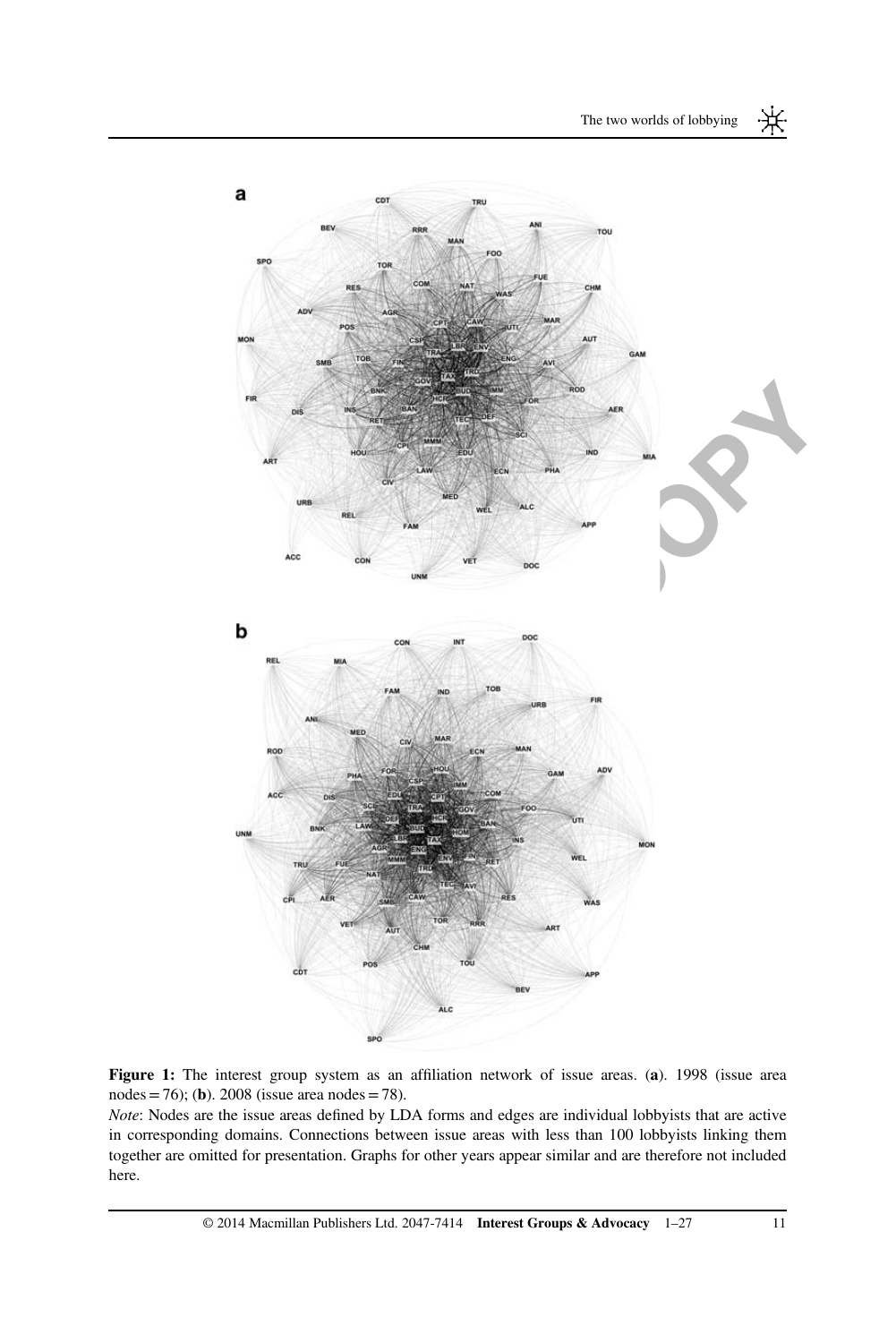**Figure 1:** The interest group system as an affiliation network of issue areas. (**a**). 1998 (issue area nodes = 76); (**b**). 2008 (issue area nodes = 78).

*Note*: Nodes are the issue areas defined by LDA forms and edges are individual lobbyists that are active in corresponding domains. Connections between issue areas with less than 100 lobbyists linking them together are omitted for presentation. Graphs for other years appear similar and are therefore not included here.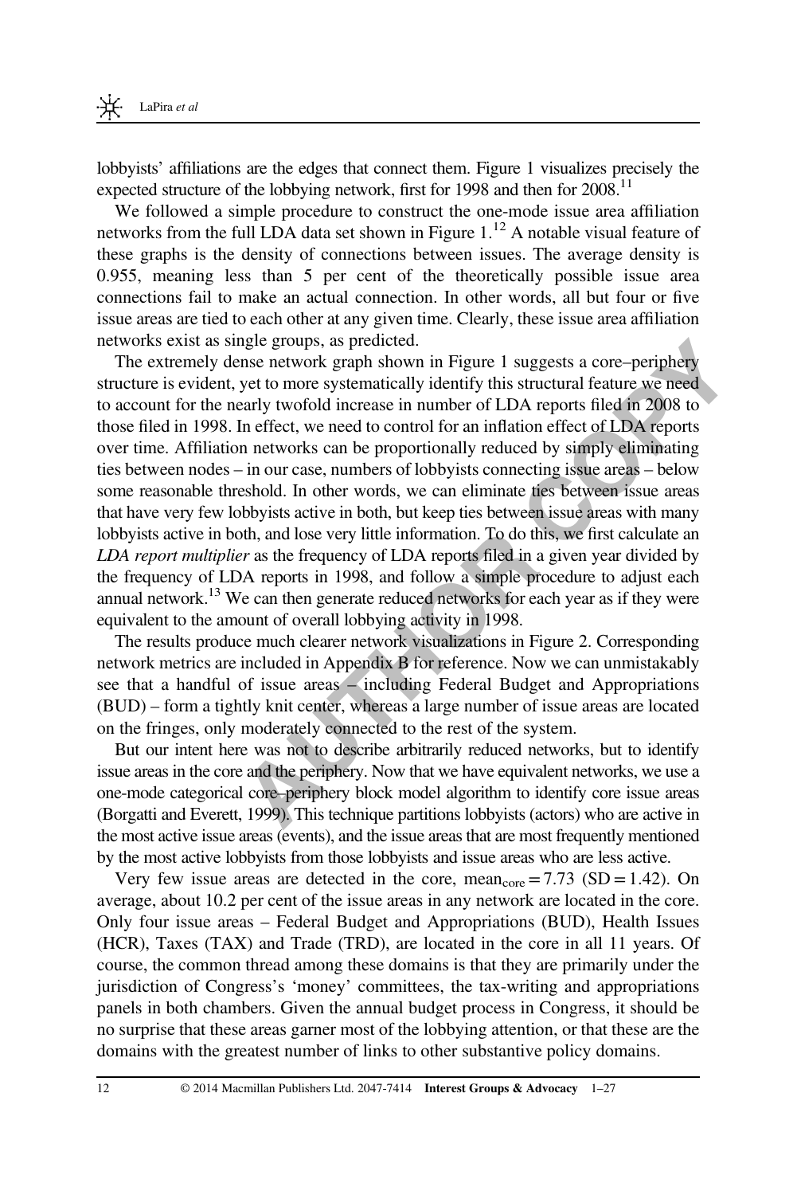lobbyists' affiliations are the edges that connect them. Figure 1 visualizes precisely the expected structure of the lobbying network, first for 1998 and then for 2008.[11]

We followed a simple procedure to construct the one-mode issue area affiliation networks from the full LDA data set shown in Figure 1.[12] A notable visual feature of these graphs is the density of connections between issues. The average density is 0.955, meaning less than 5 per cent of the theoretically possible issue area connections fail to make an actual connection. In other words, all but four or five issue areas are tied to each other at any given time. Clearly, these issue area affiliation networks exist as single groups, as predicted.

The extremely dense network graph shown in Figure 1 suggests a core–periphery structure is evident, yet to more systematically identify this structural feature we need to account for the nearly twofold increase in number of LDA reports filed in 2008 to those filed in 1998. In effect, we need to control for an inflation effect of LDA reports over time. Affiliation networks can be proportionally reduced by simply eliminating ties between nodes – in our case, numbers of lobbyists connecting issue areas – below some reasonable threshold. In other words, we can eliminate ties between issue areas that have very few lobbyists active in both, but keep ties between issue areas with many lobbyists active in both, and lose very little information. To do this, we first calculate an *LDA report multiplier* as the frequency of LDA reports filed in a given year divided by the frequency of LDA reports in 1998, and follow a simple procedure to adjust each annual network.[13] We can then generate reduced networks for each year as if they were equivalent to the amount of overall lobbying activity in 1998.

The results produce much clearer network visualizations in Figure 2. Corresponding network metrics are included in Appendix B for reference. Now we can unmistakably see that a handful of issue areas – including Federal Budget and Appropriations (BUD) – form a tightly knit center, whereas a large number of issue areas are located on the fringes, only moderately connected to the rest of the system.

But our intent here was not to describe arbitrarily reduced networks, but to identify issue areas in the core and the periphery. Now that we have equivalent networks, we use a one-mode categorical core–periphery block model algorithm to identify core issue areas (Borgatti and Everett, 1999). This technique partitions lobbyists (actors) who are active in the most active issue areas (events), and the issue areas that are most frequently mentioned by the most active lobbyists from those lobbyists and issue areas who are less active.

Very few issue areas are detected in the core, $\text{mean}_{\text{core}} = 7.73$ (SD = 1.42). On average, about 10.2 per cent of the issue areas in any network are located in the core. Only four issue areas – Federal Budget and Appropriations (BUD), Health Issues (HCR), Taxes (TAX) and Trade (TRD), are located in the core in all 11 years. Of course, the common thread among these domains is that they are primarily under the jurisdiction of Congress's 'money' committees, the tax-writing and appropriations panels in both chambers. Given the annual budget process in Congress, it should be no surprise that these areas garner most of the lobbying attention, or that these are the domains with the greatest number of links to other substantive policy domains.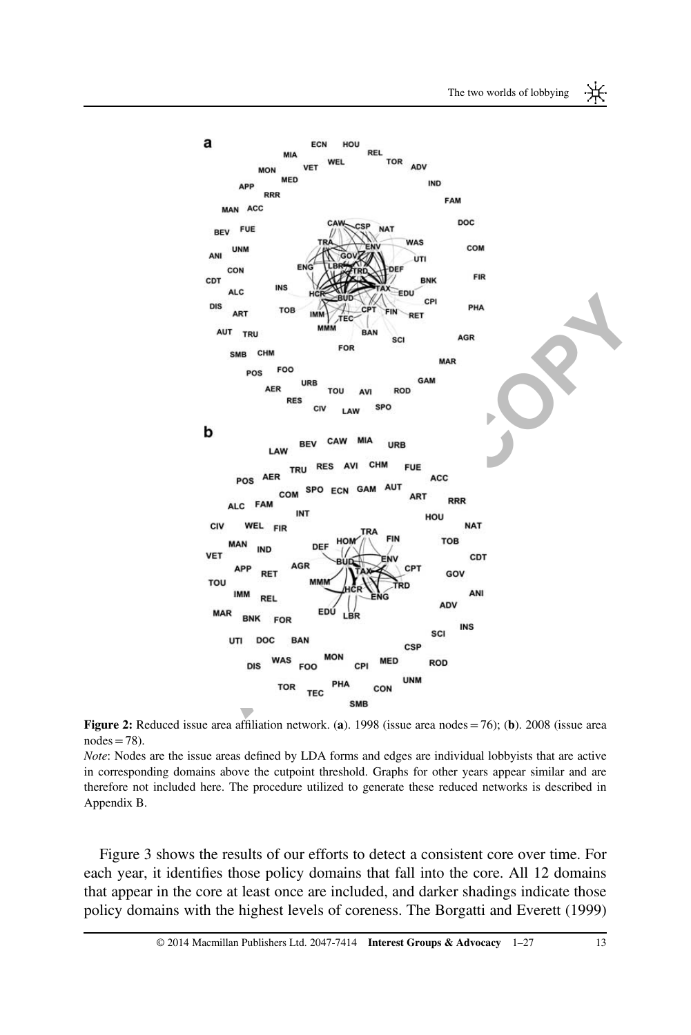**Figure 2:** Reduced issue area affiliation network. (**a**). 1998 (issue area nodes = 76); (**b**). 2008 (issue area nodes = 78).

*Note*: Nodes are the issue areas defined by LDA forms and edges are individual lobbyists that are active in corresponding domains above the cutpoint threshold. Graphs for other years appear similar and are therefore not included here. The procedure utilized to generate these reduced networks is described in Appendix B.

Figure 3 shows the results of our efforts to detect a consistent core over time. For each year, it identifies those policy domains that fall into the core. All 12 domains that appear in the core at least once are included, and darker shadings indicate those policy domains with the highest levels of coreness. The Borgatti and Everett (1999)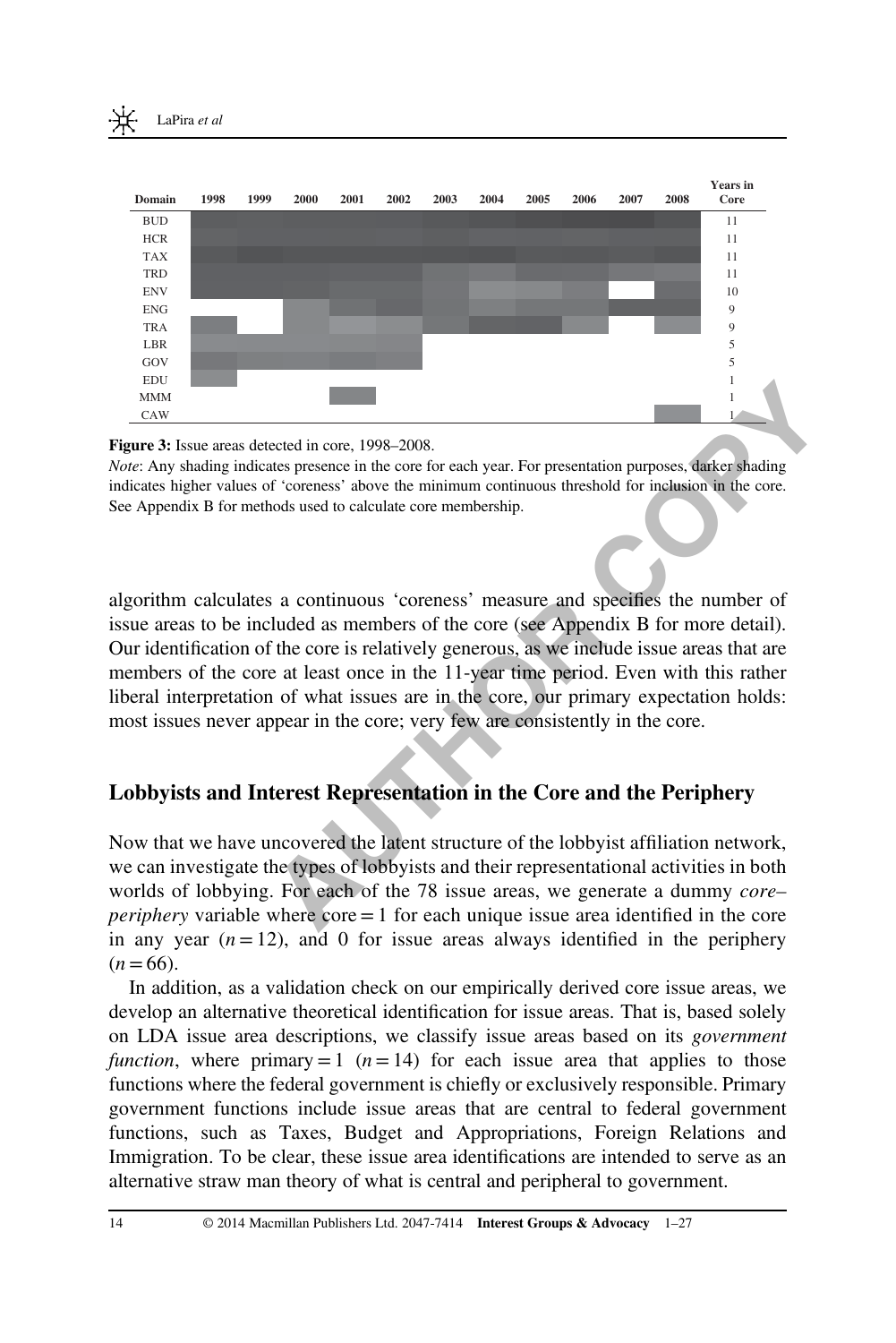| Domain | 1998 | 1999 | 2000 | 2001 | 2002 | 2003 | 2004 | 2005 | 2006 | 2007 | 2008 | Years in Core |
|---|---|---|---|---|---|---|---|---|---|---|---|---|
| BUD | ■ | ■ | ■ | ■ | ■ | ■ | ■ | ■ | ■ | ■ | ■ | 11 |
| HCR | ■ | ■ | ■ | ■ | ■ | ■ | ■ | ■ | ■ | ■ | ■ | 11 |
| TAX | ■ | ■ | ■ | ■ | ■ | ■ | ■ | ■ | ■ | ■ | ■ | 11 |
| TRD | ■ | ■ | ■ | ■ | ■ | ■ | ■ | ■ | ■ | ■ | ■ | 11 |
| ENV | ■ | ■ | ■ | ■ | ■ | ■ | ■ | ■ | ■ | | ■ | 10 |
| ENG | | | ■ | ■ | ■ | ■ | ■ | ■ | ■ | ■ | ■ | 9 |
| TRA | ■ | | ■ | ■ | ■ | ■ | ■ | ■ | ■ | | ■ | 9 |
| LBR | ■ | ■ | ■ | ■ | ■ | | | | | | | 5 |
| GOV | ■ | ■ | ■ | ■ | ■ | | | | | | | 5 |
| EDU | ■ | | | | | | | | | | | 1 |
| MMM | | | | ■ | | | | | | | | 1 |
| CAW | | | | | | | | | | | ■ | 1 |

**Figure 3:** Issue areas detected in core, 1998–2008.

*Note*: Any shading indicates presence in the core for each year. For presentation purposes, darker shading indicates higher values of 'coreness' above the minimum continuous threshold for inclusion in the core. See Appendix B for methods used to calculate core membership.

algorithm calculates a continuous 'coreness' measure and specifies the number of issue areas to be included as members of the core (see Appendix B for more detail). Our identification of the core is relatively generous, as we include issue areas that are members of the core at least once in the 11-year time period. Even with this rather liberal interpretation of what issues are in the core, our primary expectation holds: most issues never appear in the core; very few are consistently in the core.

## Lobbyists and Interest Representation in the Core and the Periphery

Now that we have uncovered the latent structure of the lobbyist affiliation network, we can investigate the types of lobbyists and their representational activities in both worlds of lobbying. For each of the 78 issue areas, we generate a dummy *core–periphery* variable where core = 1 for each unique issue area identified in the core in any year ($n = 12$), and 0 for issue areas always identified in the periphery ($n = 66$).

In addition, as a validation check on our empirically derived core issue areas, we develop an alternative theoretical identification for issue areas. That is, based solely on LDA issue area descriptions, we classify issue areas based on its *government function*, where primary = 1 ($n = 14$) for each issue area that applies to those functions where the federal government is chiefly or exclusively responsible. Primary government functions include issue areas that are central to federal government functions, such as Taxes, Budget and Appropriations, Foreign Relations and Immigration. To be clear, these issue area identifications are intended to serve as an alternative straw man theory of what is central and peripheral to government.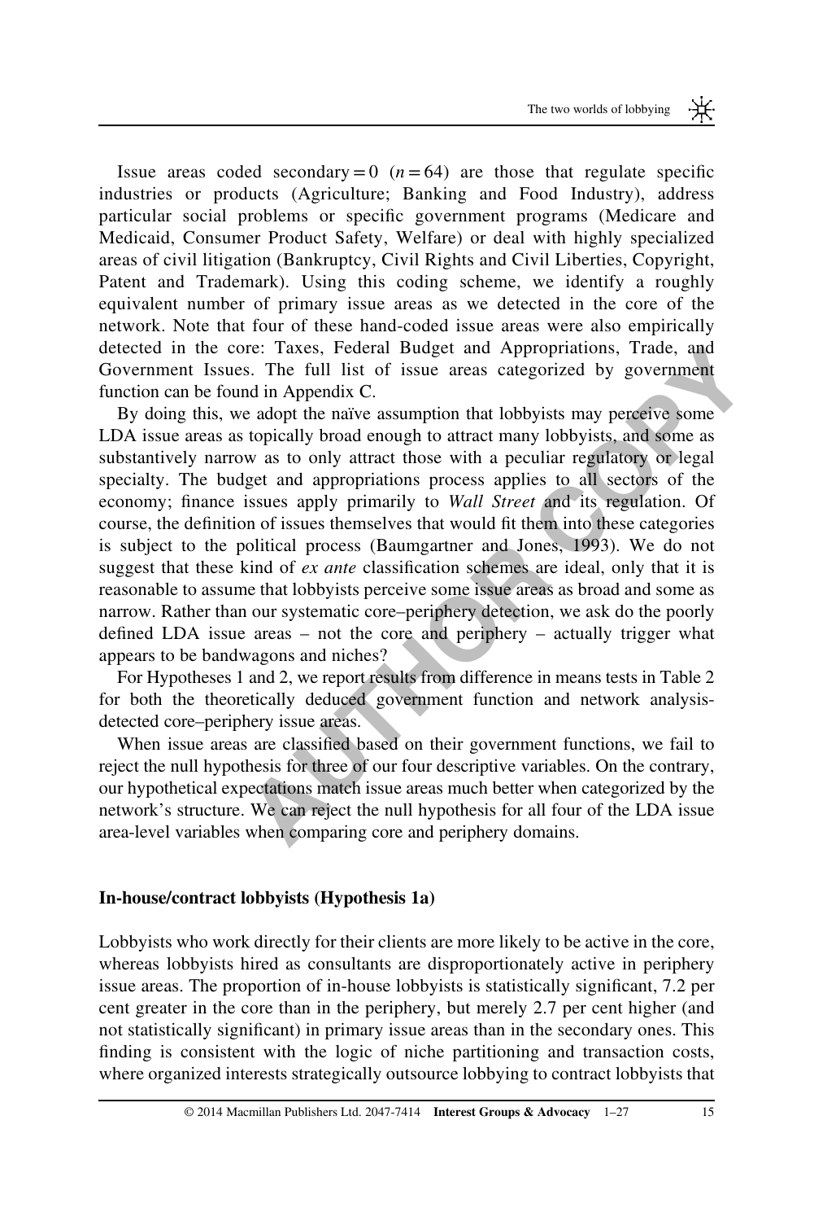Issue areas coded secondary = 0 ($n = 64$) are those that regulate specific industries or products (Agriculture; Banking and Food Industry), address particular social problems or specific government programs (Medicare and Medicaid, Consumer Product Safety, Welfare) or deal with highly specialized areas of civil litigation (Bankruptcy, Civil Rights and Civil Liberties, Copyright, Patent and Trademark). Using this coding scheme, we identify a roughly equivalent number of primary issue areas as we detected in the core of the network. Note that four of these hand-coded issue areas were also empirically detected in the core: Taxes, Federal Budget and Appropriations, Trade, and Government Issues. The full list of issue areas categorized by government function can be found in Appendix C.

By doing this, we adopt the naïve assumption that lobbyists may perceive some LDA issue areas as topically broad enough to attract many lobbyists, and some as substantively narrow as to only attract those with a peculiar regulatory or legal specialty. The budget and appropriations process applies to all sectors of the economy; finance issues apply primarily to *Wall Street* and its regulation. Of course, the definition of issues themselves that would fit them into these categories is subject to the political process (Baumgartner and Jones, 1993). We do not suggest that these kind of *ex ante* classification schemes are ideal, only that it is reasonable to assume that lobbyists perceive some issue areas as broad and some as narrow. Rather than our systematic core–periphery detection, we ask do the poorly defined LDA issue areas – not the core and periphery – actually trigger what appears to be bandwagons and niches?

For Hypotheses 1 and 2, we report results from difference in means tests in Table 2 for both the theoretically deduced government function and network analysis-detected core–periphery issue areas.

When issue areas are classified based on their government functions, we fail to reject the null hypothesis for three of our four descriptive variables. On the contrary, our hypothetical expectations match issue areas much better when categorized by the network's structure. We can reject the null hypothesis for all four of the LDA issue area-level variables when comparing core and periphery domains.

### In-house/contract lobbyists (Hypothesis 1a)

Lobbyists who work directly for their clients are more likely to be active in the core, whereas lobbyists hired as consultants are disproportionately active in periphery issue areas. The proportion of in-house lobbyists is statistically significant, 7.2 per cent greater in the core than in the periphery, but merely 2.7 per cent higher (and not statistically significant) in primary issue areas than in the secondary ones. This finding is consistent with the logic of niche partitioning and transaction costs, where organized interests strategically outsource lobbying to contract lobbyists that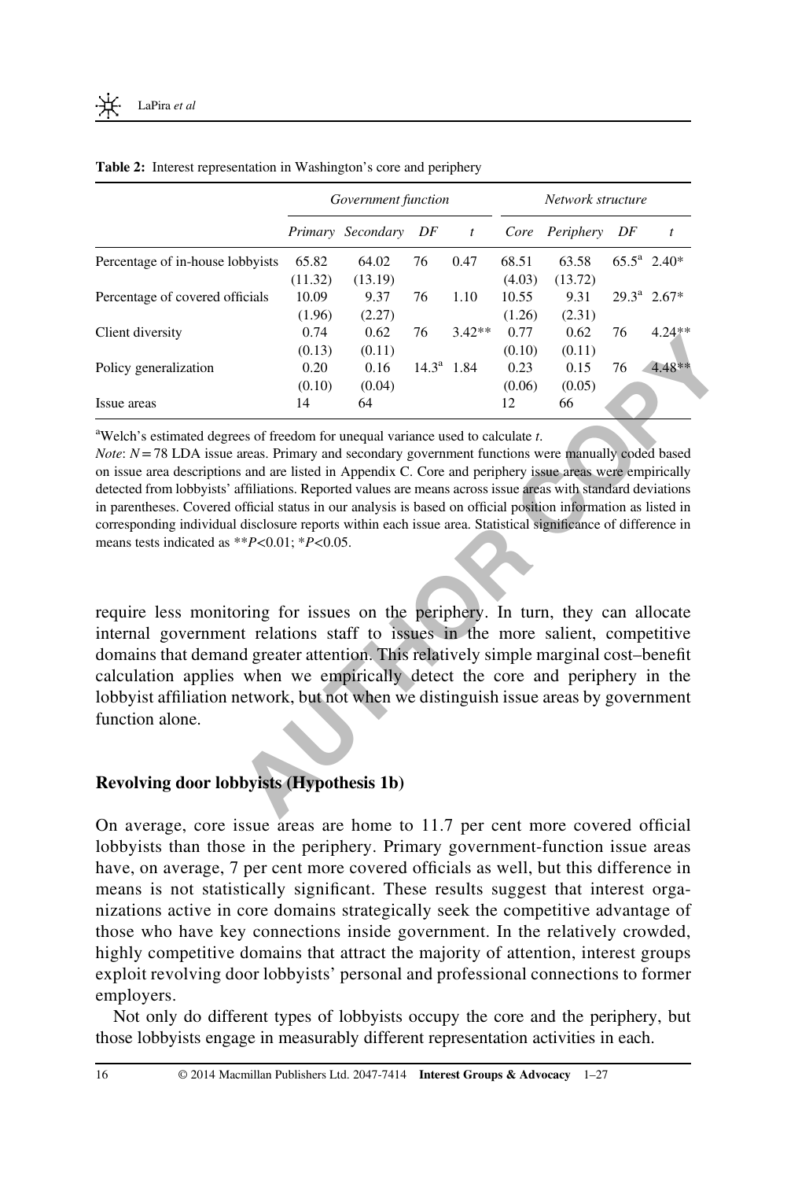**Table 2:** Interest representation in Washington's core and periphery

| | Government function | | | | Network structure | | | |
|---|---|---|---|---|---|---|---|---|
| | *Primary* | *Secondary* | *DF* | *t* | *Core* | *Periphery* | *DF* | *t* |
| Percentage of in-house lobbyists | 65.82 (11.32) | 64.02 (13.19) | 76 | 0.47 | 68.51 (4.03) | 63.58 (13.72) | 65.5[a] | 2.40* |
| Percentage of covered officials | 10.09 (1.96) | 9.37 (2.27) | 76 | 1.10 | 10.55 (1.26) | 9.31 (2.31) | 29.3[a] | 2.67* |
| Client diversity | 0.74 (0.13) | 0.62 (0.11) | 76 | 3.42** | 0.77 (0.10) | 0.62 (0.11) | 76 | 4.24** |
| Policy generalization | 0.20 (0.10) | 0.16 (0.04) | 14.3[a] | 1.84 | 0.23 (0.06) | 0.15 (0.05) | 76 | 4.48** |
| Issue areas | 14 | 64 | | | 12 | 66 | | |

[a]Welch's estimated degrees of freedom for unequal variance used to calculate *t*.

*Note*: $N = 78$ LDA issue areas. Primary and secondary government functions were manually coded based on issue area descriptions and are listed in Appendix C. Core and periphery issue areas were empirically detected from lobbyists' affiliations. Reported values are means across issue areas with standard deviations in parentheses. Covered official status in our analysis is based on official position information as listed in corresponding individual disclosure reports within each issue area. Statistical significance of difference in means tests indicated as $^{**}P<0.01$; $^{*}P<0.05$.

require less monitoring for issues on the periphery. In turn, they can allocate internal government relations staff to issues in the more salient, competitive domains that demand greater attention. This relatively simple marginal cost–benefit calculation applies when we empirically detect the core and periphery in the lobbyist affiliation network, but not when we distinguish issue areas by government function alone.

## Revolving door lobbyists (Hypothesis 1b)

On average, core issue areas are home to 11.7 per cent more covered official lobbyists than those in the periphery. Primary government-function issue areas have, on average, 7 per cent more covered officials as well, but this difference in means is not statistically significant. These results suggest that interest organizations active in core domains strategically seek the competitive advantage of those who have key connections inside government. In the relatively crowded, highly competitive domains that attract the majority of attention, interest groups exploit revolving door lobbyists' personal and professional connections to former employers.

Not only do different types of lobbyists occupy the core and the periphery, but those lobbyists engage in measurably different representation activities in each.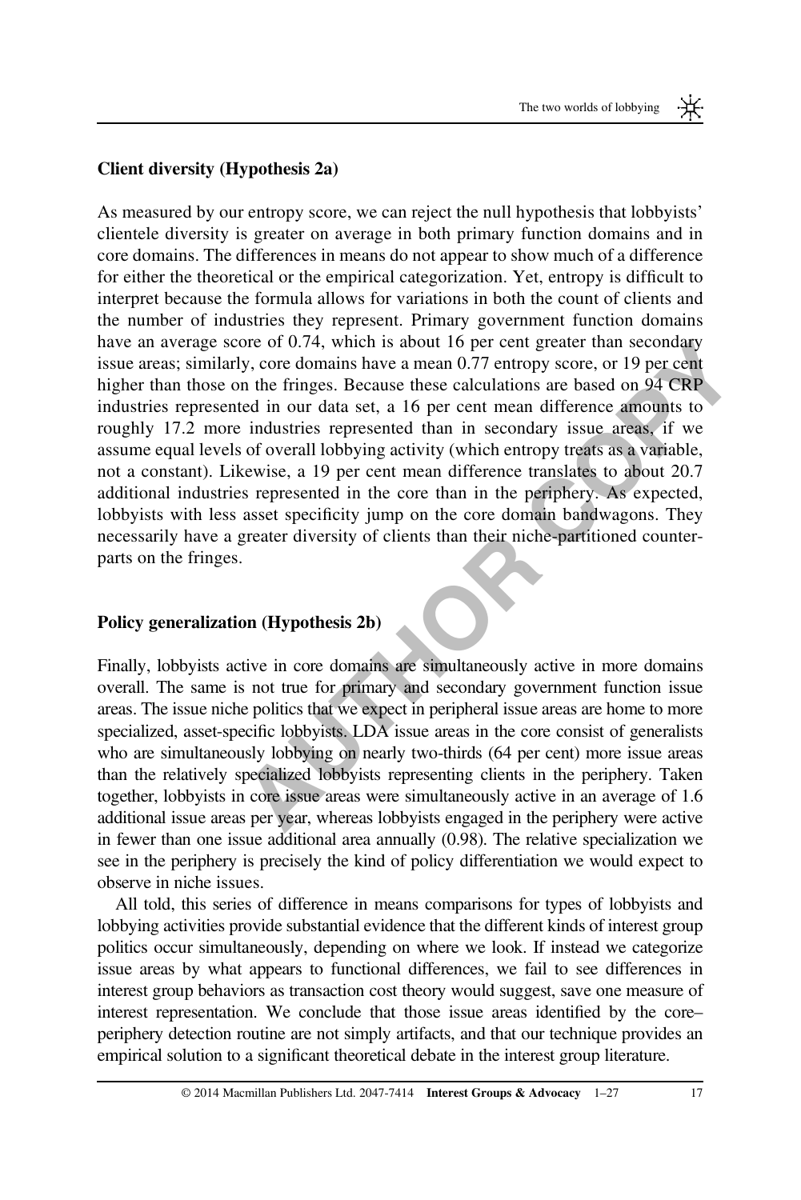## Client diversity (Hypothesis 2a)

As measured by our entropy score, we can reject the null hypothesis that lobbyists' clientele diversity is greater on average in both primary function domains and in core domains. The differences in means do not appear to show much of a difference for either the theoretical or the empirical categorization. Yet, entropy is difficult to interpret because the formula allows for variations in both the count of clients and the number of industries they represent. Primary government function domains have an average score of 0.74, which is about 16 per cent greater than secondary issue areas; similarly, core domains have a mean 0.77 entropy score, or 19 per cent higher than those on the fringes. Because these calculations are based on 94 CRP industries represented in our data set, a 16 per cent mean difference amounts to roughly 17.2 more industries represented than in secondary issue areas, if we assume equal levels of overall lobbying activity (which entropy treats as a variable, not a constant). Likewise, a 19 per cent mean difference translates to about 20.7 additional industries represented in the core than in the periphery. As expected, lobbyists with less asset specificity jump on the core domain bandwagons. They necessarily have a greater diversity of clients than their niche-partitioned counterparts on the fringes.

## Policy generalization (Hypothesis 2b)

Finally, lobbyists active in core domains are simultaneously active in more domains overall. The same is not true for primary and secondary government function issue areas. The issue niche politics that we expect in peripheral issue areas are home to more specialized, asset-specific lobbyists. LDA issue areas in the core consist of generalists who are simultaneously lobbying on nearly two-thirds (64 per cent) more issue areas than the relatively specialized lobbyists representing clients in the periphery. Taken together, lobbyists in core issue areas were simultaneously active in an average of 1.6 additional issue areas per year, whereas lobbyists engaged in the periphery were active in fewer than one issue additional area annually (0.98). The relative specialization we see in the periphery is precisely the kind of policy differentiation we would expect to observe in niche issues.

All told, this series of difference in means comparisons for types of lobbyists and lobbying activities provide substantial evidence that the different kinds of interest group politics occur simultaneously, depending on where we look. If instead we categorize issue areas by what appears to functional differences, we fail to see differences in interest group behaviors as transaction cost theory would suggest, save one measure of interest representation. We conclude that those issue areas identified by the core–periphery detection routine are not simply artifacts, and that our technique provides an empirical solution to a significant theoretical debate in the interest group literature.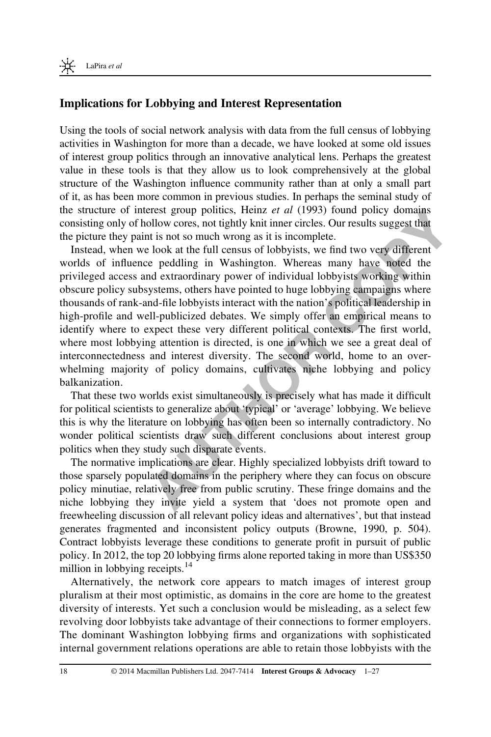## Implications for Lobbying and Interest Representation

Using the tools of social network analysis with data from the full census of lobbying activities in Washington for more than a decade, we have looked at some old issues of interest group politics through an innovative analytical lens. Perhaps the greatest value in these tools is that they allow us to look comprehensively at the global structure of the Washington influence community rather than at only a small part of it, as has been more common in previous studies. In perhaps the seminal study of the structure of interest group politics, Heinz *et al* (1993) found policy domains consisting only of hollow cores, not tightly knit inner circles. Our results suggest that the picture they paint is not so much wrong as it is incomplete.

Instead, when we look at the full census of lobbyists, we find two very different worlds of influence peddling in Washington. Whereas many have noted the privileged access and extraordinary power of individual lobbyists working within obscure policy subsystems, others have pointed to huge lobbying campaigns where thousands of rank-and-file lobbyists interact with the nation's political leadership in high-profile and well-publicized debates. We simply offer an empirical means to identify where to expect these very different political contexts. The first world, where most lobbying attention is directed, is one in which we see a great deal of interconnectedness and interest diversity. The second world, home to an overwhelming majority of policy domains, cultivates niche lobbying and policy balkanization.

That these two worlds exist simultaneously is precisely what has made it difficult for political scientists to generalize about 'typical' or 'average' lobbying. We believe this is why the literature on lobbying has often been so internally contradictory. No wonder political scientists draw such different conclusions about interest group politics when they study such disparate events.

The normative implications are clear. Highly specialized lobbyists drift toward to those sparsely populated domains in the periphery where they can focus on obscure policy minutiae, relatively free from public scrutiny. These fringe domains and the niche lobbying they invite yield a system that 'does not promote open and freewheeling discussion of all relevant policy ideas and alternatives', but that instead generates fragmented and inconsistent policy outputs (Browne, 1990, p. 504). Contract lobbyists leverage these conditions to generate profit in pursuit of public policy. In 2012, the top 20 lobbying firms alone reported taking in more than US$350 million in lobbying receipts.[14]

Alternatively, the network core appears to match images of interest group pluralism at their most optimistic, as domains in the core are home to the greatest diversity of interests. Yet such a conclusion would be misleading, as a select few revolving door lobbyists take advantage of their connections to former employers. The dominant Washington lobbying firms and organizations with sophisticated internal government relations operations are able to retain those lobbyists with the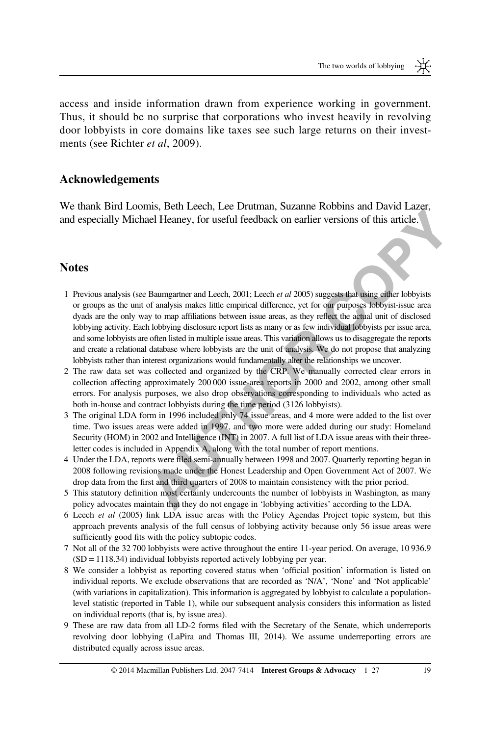access and inside information drawn from experience working in government. Thus, it should be no surprise that corporations who invest heavily in revolving door lobbyists in core domains like taxes see such large returns on their investments (see Richter *et al*, 2009).

## Acknowledgements

We thank Bird Loomis, Beth Leech, Lee Drutman, Suzanne Robbins and David Lazer, and especially Michael Heaney, for useful feedback on earlier versions of this article.

## Notes

1. Previous analysis (see Baumgartner and Leech, 2001; Leech *et al* 2005) suggests that using either lobbyists or groups as the unit of analysis makes little empirical difference, yet for our purposes lobbyist-issue area dyads are the only way to map affiliations between issue areas, as they reflect the actual unit of disclosed lobbying activity. Each lobbying disclosure report lists as many or as few individual lobbyists per issue area, and some lobbyists are often listed in multiple issue areas. This variation allows us to disaggregate the reports and create a relational database where lobbyists are the unit of analysis. We do not propose that analyzing lobbyists rather than interest organizations would fundamentally alter the relationships we uncover.
2. The raw data set was collected and organized by the CRP. We manually corrected clear errors in collection affecting approximately 200 000 issue-area reports in 2000 and 2002, among other small errors. For analysis purposes, we also drop observations corresponding to individuals who acted as both in-house and contract lobbyists during the time period (3126 lobbyists).
3. The original LDA form in 1996 included only 74 issue areas, and 4 more were added to the list over time. Two issues areas were added in 1997, and two more were added during our study: Homeland Security (HOM) in 2002 and Intelligence (INT) in 2007. A full list of LDA issue areas with their three-letter codes is included in Appendix A, along with the total number of report mentions.
4. Under the LDA, reports were filed semi-annually between 1998 and 2007. Quarterly reporting began in 2008 following revisions made under the Honest Leadership and Open Government Act of 2007. We drop data from the first and third quarters of 2008 to maintain consistency with the prior period.
5. This statutory definition most certainly undercounts the number of lobbyists in Washington, as many policy advocates maintain that they do not engage in 'lobbying activities' according to the LDA.
6. Leech *et al* (2005) link LDA issue areas with the Policy Agendas Project topic system, but this approach prevents analysis of the full census of lobbying activity because only 56 issue areas were sufficiently good fits with the policy subtopic codes.
7. Not all of the 32 700 lobbyists were active throughout the entire 11-year period. On average, 10 936.9 (SD = 1118.34) individual lobbyists reported actively lobbying per year.
8. We consider a lobbyist as reporting covered status when 'official position' information is listed on individual reports. We exclude observations that are recorded as 'N/A', 'None' and 'Not applicable' (with variations in capitalization). This information is aggregated by lobbyist to calculate a population-level statistic (reported in Table 1), while our subsequent analysis considers this information as listed on individual reports (that is, by issue area).
9. These are raw data from all LD-2 forms filed with the Secretary of the Senate, which underreports revolving door lobbying (LaPira and Thomas III, 2014). We assume underreporting errors are distributed equally across issue areas.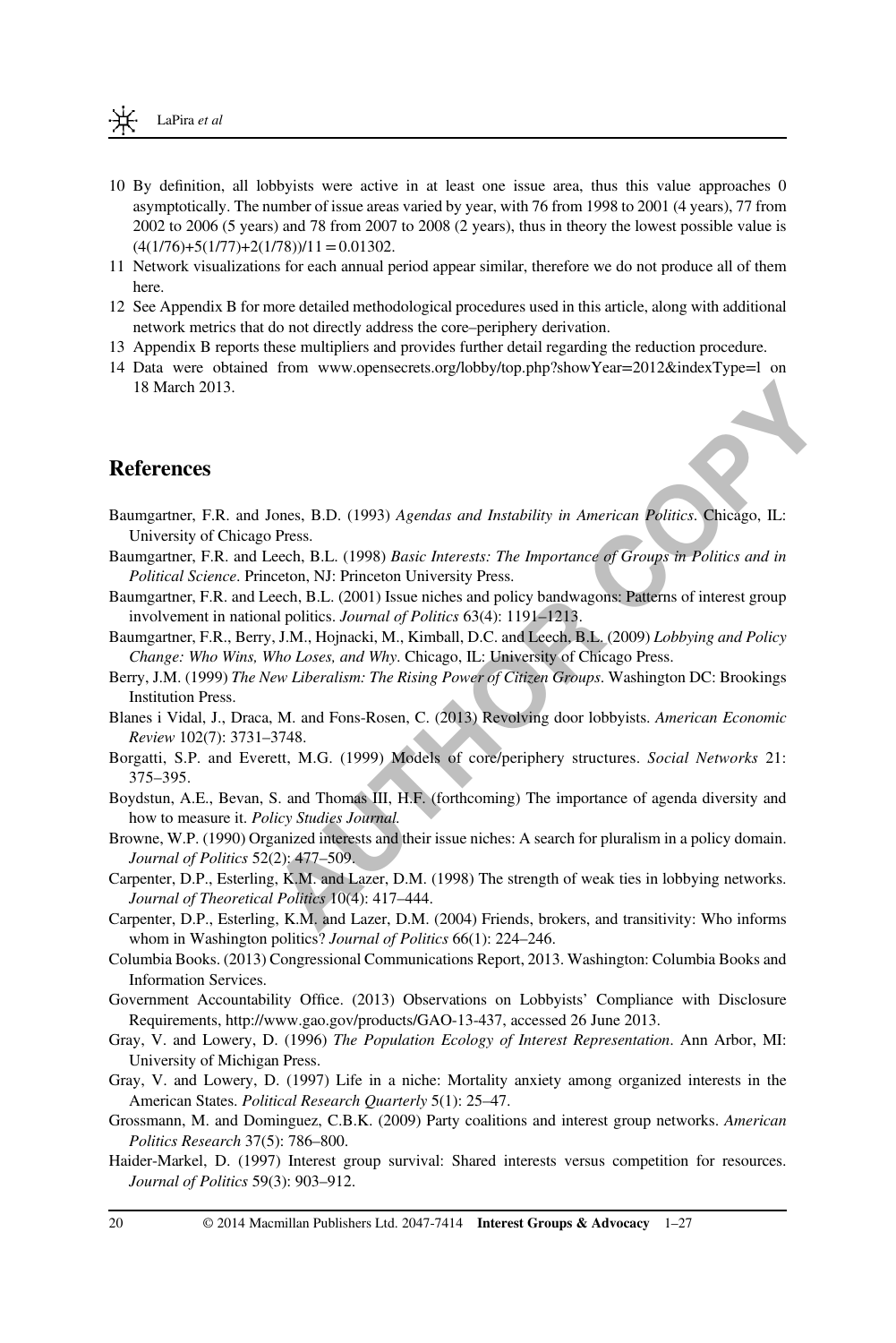10 By definition, all lobbyists were active in at least one issue area, thus this value approaches 0 asymptotically. The number of issue areas varied by year, with 76 from 1998 to 2001 (4 years), 77 from 2002 to 2006 (5 years) and 78 from 2007 to 2008 (2 years), thus in theory the lowest possible value is $(4(1/76)+5(1/77)+2(1/78))/11 = 0.01302$.
11 Network visualizations for each annual period appear similar, therefore we do not produce all of them here.
12 See Appendix B for more detailed methodological procedures used in this article, along with additional network metrics that do not directly address the core–periphery derivation.
13 Appendix B reports these multipliers and provides further detail regarding the reduction procedure.
14 Data were obtained from www.opensecrets.org/lobby/top.php?showYear=2012&indexType=l on 18 March 2013.

## References

Baumgartner, F.R. and Jones, B.D. (1993) *Agendas and Instability in American Politics*. Chicago, IL: University of Chicago Press.

Baumgartner, F.R. and Leech, B.L. (1998) *Basic Interests: The Importance of Groups in Politics and in Political Science*. Princeton, NJ: Princeton University Press.

Baumgartner, F.R. and Leech, B.L. (2001) Issue niches and policy bandwagons: Patterns of interest group involvement in national politics. *Journal of Politics* 63(4): 1191–1213.

Baumgartner, F.R., Berry, J.M., Hojnacki, M., Kimball, D.C. and Leech, B.L. (2009) *Lobbying and Policy Change: Who Wins, Who Loses, and Why*. Chicago, IL: University of Chicago Press.

Berry, J.M. (1999) *The New Liberalism: The Rising Power of Citizen Groups*. Washington DC: Brookings Institution Press.

Blanes i Vidal, J., Draca, M. and Fons-Rosen, C. (2013) Revolving door lobbyists. *American Economic Review* 102(7): 3731–3748.

Borgatti, S.P. and Everett, M.G. (1999) Models of core/periphery structures. *Social Networks* 21: 375–395.

Boydstun, A.E., Bevan, S. and Thomas III, H.F. (forthcoming) The importance of agenda diversity and how to measure it. *Policy Studies Journal*.

Browne, W.P. (1990) Organized interests and their issue niches: A search for pluralism in a policy domain. *Journal of Politics* 52(2): 477–509.

Carpenter, D.P., Esterling, K.M. and Lazer, D.M. (1998) The strength of weak ties in lobbying networks. *Journal of Theoretical Politics* 10(4): 417–444.

Carpenter, D.P., Esterling, K.M. and Lazer, D.M. (2004) Friends, brokers, and transitivity: Who informs whom in Washington politics? *Journal of Politics* 66(1): 224–246.

Columbia Books. (2013) Congressional Communications Report, 2013. Washington: Columbia Books and Information Services.

Government Accountability Office. (2013) Observations on Lobbyists' Compliance with Disclosure Requirements, http://www.gao.gov/products/GAO-13-437, accessed 26 June 2013.

Gray, V. and Lowery, D. (1996) *The Population Ecology of Interest Representation*. Ann Arbor, MI: University of Michigan Press.

Gray, V. and Lowery, D. (1997) Life in a niche: Mortality anxiety among organized interests in the American States. *Political Research Quarterly* 5(1): 25–47.

Grossmann, M. and Dominguez, C.B.K. (2009) Party coalitions and interest group networks. *American Politics Research* 37(5): 786–800.

Haider-Markel, D. (1997) Interest group survival: Shared interests versus competition for resources. *Journal of Politics* 59(3): 903–912.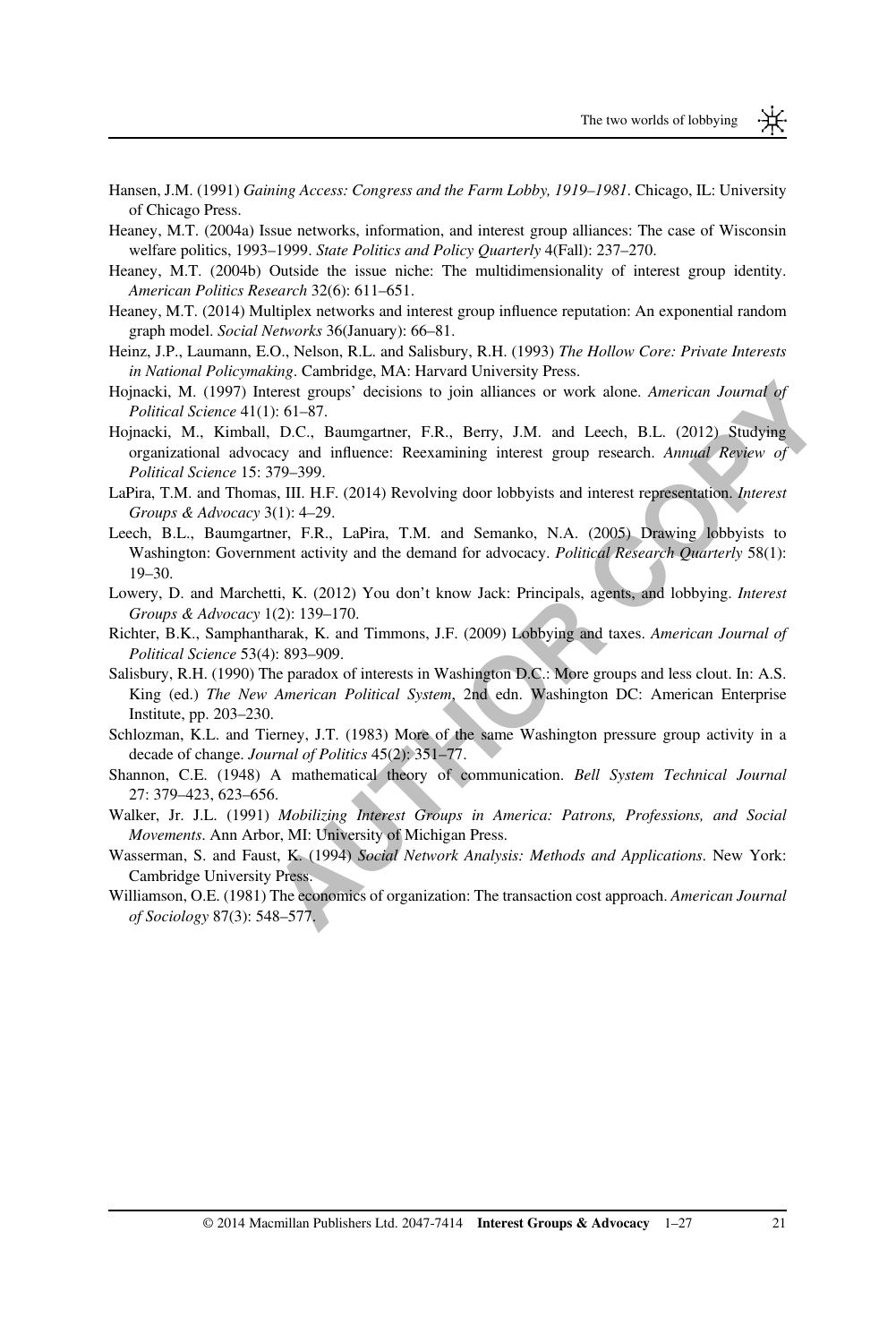Hansen, J.M. (1991) *Gaining Access: Congress and the Farm Lobby, 1919–1981*. Chicago, IL: University of Chicago Press.

Heaney, M.T. (2004a) Issue networks, information, and interest group alliances: The case of Wisconsin welfare politics, 1993–1999. *State Politics and Policy Quarterly* 4(Fall): 237–270.

Heaney, M.T. (2004b) Outside the issue niche: The multidimensionality of interest group identity. *American Politics Research* 32(6): 611–651.

Heaney, M.T. (2014) Multiplex networks and interest group influence reputation: An exponential random graph model. *Social Networks* 36(January): 66–81.

Heinz, J.P., Laumann, E.O., Nelson, R.L. and Salisbury, R.H. (1993) *The Hollow Core: Private Interests in National Policymaking*. Cambridge, MA: Harvard University Press.

Hojnacki, M. (1997) Interest groups' decisions to join alliances or work alone. *American Journal of Political Science* 41(1): 61–87.

Hojnacki, M., Kimball, D.C., Baumgartner, F.R., Berry, J.M. and Leech, B.L. (2012) Studying organizational advocacy and influence: Reexamining interest group research. *Annual Review of Political Science* 15: 379–399.

LaPira, T.M. and Thomas, III. H.F. (2014) Revolving door lobbyists and interest representation. *Interest Groups & Advocacy* 3(1): 4–29.

Leech, B.L., Baumgartner, F.R., LaPira, T.M. and Semanko, N.A. (2005) Drawing lobbyists to Washington: Government activity and the demand for advocacy. *Political Research Quarterly* 58(1): 19–30.

Lowery, D. and Marchetti, K. (2012) You don't know Jack: Principals, agents, and lobbying. *Interest Groups & Advocacy* 1(2): 139–170.

Richter, B.K., Samphantharak, K. and Timmons, J.F. (2009) Lobbying and taxes. *American Journal of Political Science* 53(4): 893–909.

Salisbury, R.H. (1990) The paradox of interests in Washington D.C.: More groups and less clout. In: A.S. King (ed.) *The New American Political System*, 2nd edn. Washington DC: American Enterprise Institute, pp. 203–230.

Schlozman, K.L. and Tierney, J.T. (1983) More of the same Washington pressure group activity in a decade of change. *Journal of Politics* 45(2): 351–77.

Shannon, C.E. (1948) A mathematical theory of communication. *Bell System Technical Journal* 27: 379–423, 623–656.

Walker, Jr. J.L. (1991) *Mobilizing Interest Groups in America: Patrons, Professions, and Social Movements*. Ann Arbor, MI: University of Michigan Press.

Wasserman, S. and Faust, K. (1994) *Social Network Analysis: Methods and Applications*. New York: Cambridge University Press.

Williamson, O.E. (1981) The economics of organization: The transaction cost approach. *American Journal of Sociology* 87(3): 548–577.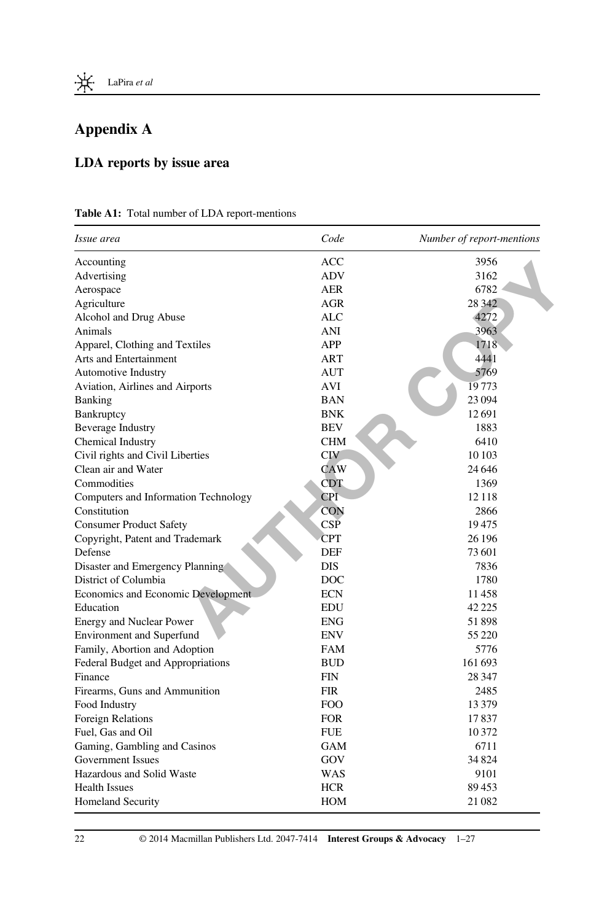# Appendix A

## LDA reports by issue area

**Table A1:** Total number of LDA report-mentions

| *Issue area* | *Code* | *Number of report-mentions* |
|---|---|---|
| Accounting | ACC | 3956 |
| Advertising | ADV | 3162 |
| Aerospace | AER | 6782 |
| Agriculture | AGR | 28 342 |
| Alcohol and Drug Abuse | ALC | 4272 |
| Animals | ANI | 3963 |
| Apparel, Clothing and Textiles | APP | 1718 |
| Arts and Entertainment | ART | 4441 |
| Automotive Industry | AUT | 5769 |
| Aviation, Airlines and Airports | AVI | 19 773 |
| Banking | BAN | 23 094 |
| Bankruptcy | BNK | 12 691 |
| Beverage Industry | BEV | 1883 |
| Chemical Industry | CHM | 6410 |
| Civil rights and Civil Liberties | CIV | 10 103 |
| Clean air and Water | CAW | 24 646 |
| Commodities | CDT | 1369 |
| Computers and Information Technology | CPI | 12 118 |
| Constitution | CON | 2866 |
| Consumer Product Safety | CSP | 19 475 |
| Copyright, Patent and Trademark | CPT | 26 196 |
| Defense | DEF | 73 601 |
| Disaster and Emergency Planning | DIS | 7836 |
| District of Columbia | DOC | 1780 |
| Economics and Economic Development | ECN | 11 458 |
| Education | EDU | 42 225 |
| Energy and Nuclear Power | ENG | 51 898 |
| Environment and Superfund | ENV | 55 220 |
| Family, Abortion and Adoption | FAM | 5776 |
| Federal Budget and Appropriations | BUD | 161 693 |
| Finance | FIN | 28 347 |
| Firearms, Guns and Ammunition | FIR | 2485 |
| Food Industry | FOO | 13 379 |
| Foreign Relations | FOR | 17 837 |
| Fuel, Gas and Oil | FUE | 10 372 |
| Gaming, Gambling and Casinos | GAM | 6711 |
| Government Issues | GOV | 34 824 |
| Hazardous and Solid Waste | WAS | 9101 |
| Health Issues | HCR | 89 453 |
| Homeland Security | HOM | 21 082 |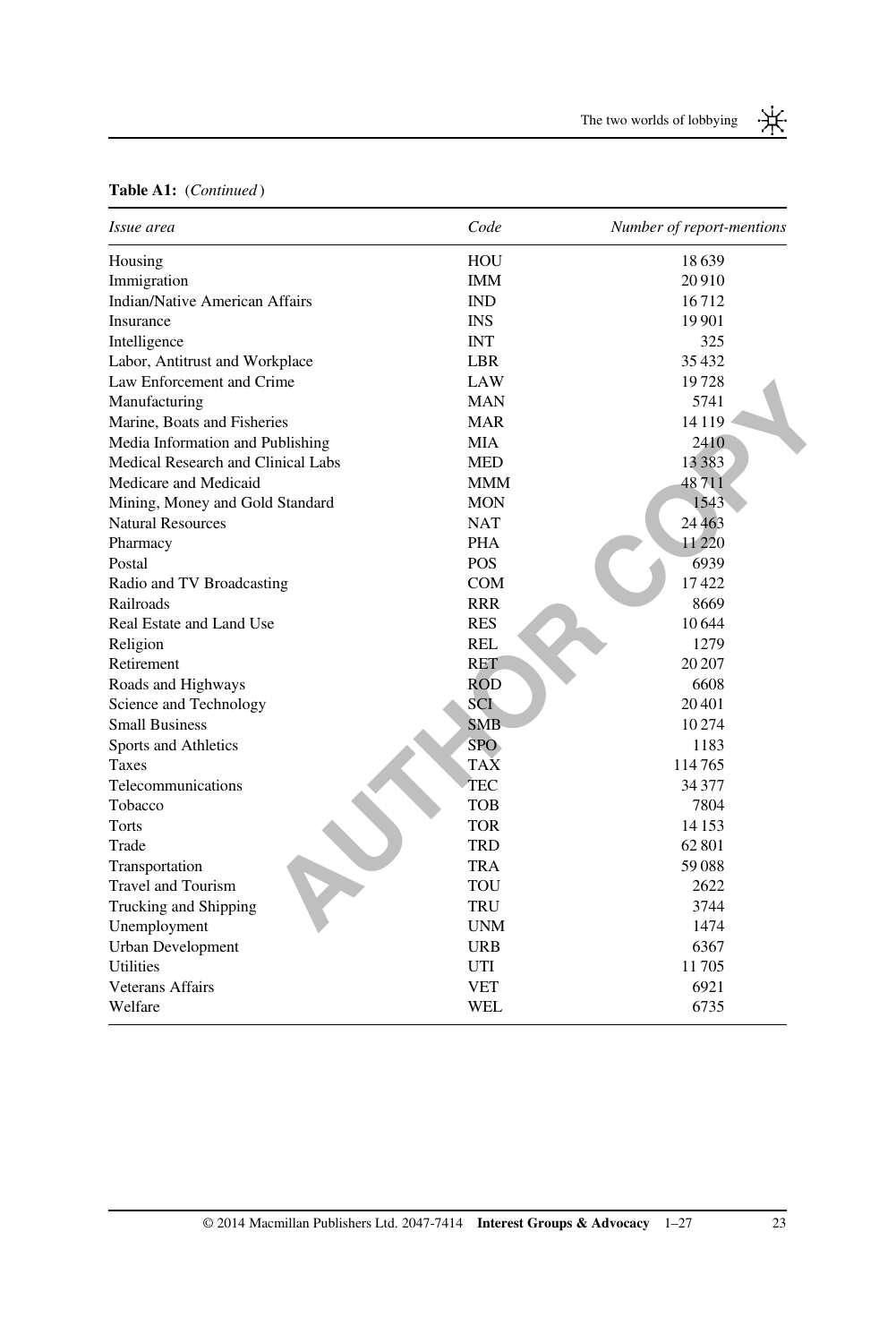**Table A1:** (*Continued*)

| *Issue area* | *Code* | *Number of report-mentions* |
|---|---|---|
| Housing | HOU | 18 639 |
| Immigration | IMM | 20 910 |
| Indian/Native American Affairs | IND | 16 712 |
| Insurance | INS | 19 901 |
| Intelligence | INT | 325 |
| Labor, Antitrust and Workplace | LBR | 35 432 |
| Law Enforcement and Crime | LAW | 19 728 |
| Manufacturing | MAN | 5741 |
| Marine, Boats and Fisheries | MAR | 14 119 |
| Media Information and Publishing | MIA | 2410 |
| Medical Research and Clinical Labs | MED | 13 383 |
| Medicare and Medicaid | MMM | 48 711 |
| Mining, Money and Gold Standard | MON | 1543 |
| Natural Resources | NAT | 24 463 |
| Pharmacy | PHA | 11 220 |
| Postal | POS | 6939 |
| Radio and TV Broadcasting | COM | 17 422 |
| Railroads | RRR | 8669 |
| Real Estate and Land Use | RES | 10 644 |
| Religion | REL | 1279 |
| Retirement | RET | 20 207 |
| Roads and Highways | ROD | 6608 |
| Science and Technology | SCI | 20 401 |
| Small Business | SMB | 10 274 |
| Sports and Athletics | SPO | 1183 |
| Taxes | TAX | 114 765 |
| Telecommunications | TEC | 34 377 |
| Tobacco | TOB | 7804 |
| Torts | TOR | 14 153 |
| Trade | TRD | 62 801 |
| Transportation | TRA | 59 088 |
| Travel and Tourism | TOU | 2622 |
| Trucking and Shipping | TRU | 3744 |
| Unemployment | UNM | 1474 |
| Urban Development | URB | 6367 |
| Utilities | UTI | 11 705 |
| Veterans Affairs | VET | 6921 |
| Welfare | WEL | 6735 |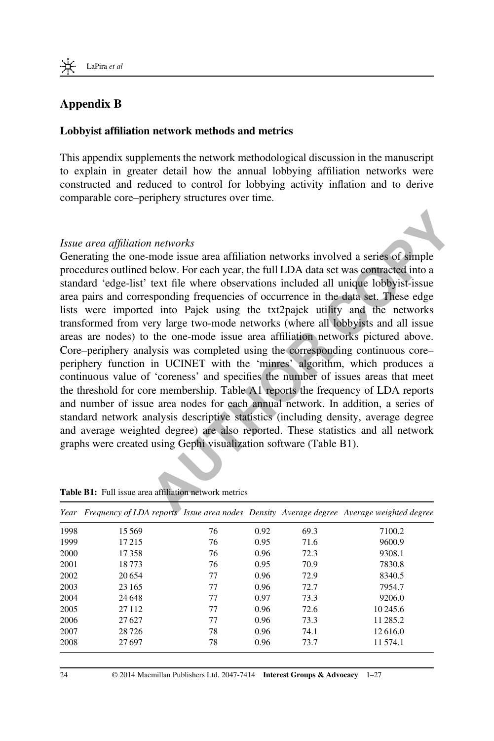## Appendix B

### Lobbyist affiliation network methods and metrics

This appendix supplements the network methodological discussion in the manuscript to explain in greater detail how the annual lobbying affiliation networks were constructed and reduced to control for lobbying activity inflation and to derive comparable core–periphery structures over time.

#### *Issue area affiliation networks*

Generating the one-mode issue area affiliation networks involved a series of simple procedures outlined below. For each year, the full LDA data set was contracted into a standard 'edge-list' text file where observations included all unique lobbyist-issue area pairs and corresponding frequencies of occurrence in the data set. These edge lists were imported into Pajek using the txt2pajek utility and the networks transformed from very large two-mode networks (where all lobbyists and all issue areas are nodes) to the one-mode issue area affiliation networks pictured above. Core–periphery analysis was completed using the corresponding continuous core–periphery function in UCINET with the 'minres' algorithm, which produces a continuous value of 'coreness' and specifies the number of issues areas that meet the threshold for core membership. Table A1 reports the frequency of LDA reports and number of issue area nodes for each annual network. In addition, a series of standard network analysis descriptive statistics (including density, average degree and average weighted degree) are also reported. These statistics and all network graphs were created using Gephi visualization software (Table B1).

**Table B1:** Full issue area affiliation network metrics

| *Year* | *Frequency of LDA reports* | *Issue area nodes* | *Density* | *Average degree* | *Average weighted degree* |
|---|---|---|---|---|---|
| 1998 | 15 569 | 76 | 0.92 | 69.3 | 7100.2 |
| 1999 | 17 215 | 76 | 0.95 | 71.6 | 9600.9 |
| 2000 | 17 358 | 76 | 0.96 | 72.3 | 9308.1 |
| 2001 | 18 773 | 76 | 0.95 | 70.9 | 7830.8 |
| 2002 | 20 654 | 77 | 0.96 | 72.9 | 8340.5 |
| 2003 | 23 165 | 77 | 0.96 | 72.7 | 7954.7 |
| 2004 | 24 648 | 77 | 0.97 | 73.3 | 9206.0 |
| 2005 | 27 112 | 77 | 0.96 | 72.6 | 10 245.6 |
| 2006 | 27 627 | 77 | 0.96 | 73.3 | 11 285.2 |
| 2007 | 28 726 | 78 | 0.96 | 74.1 | 12 616.0 |
| 2008 | 27 697 | 78 | 0.96 | 73.7 | 11 574.1 |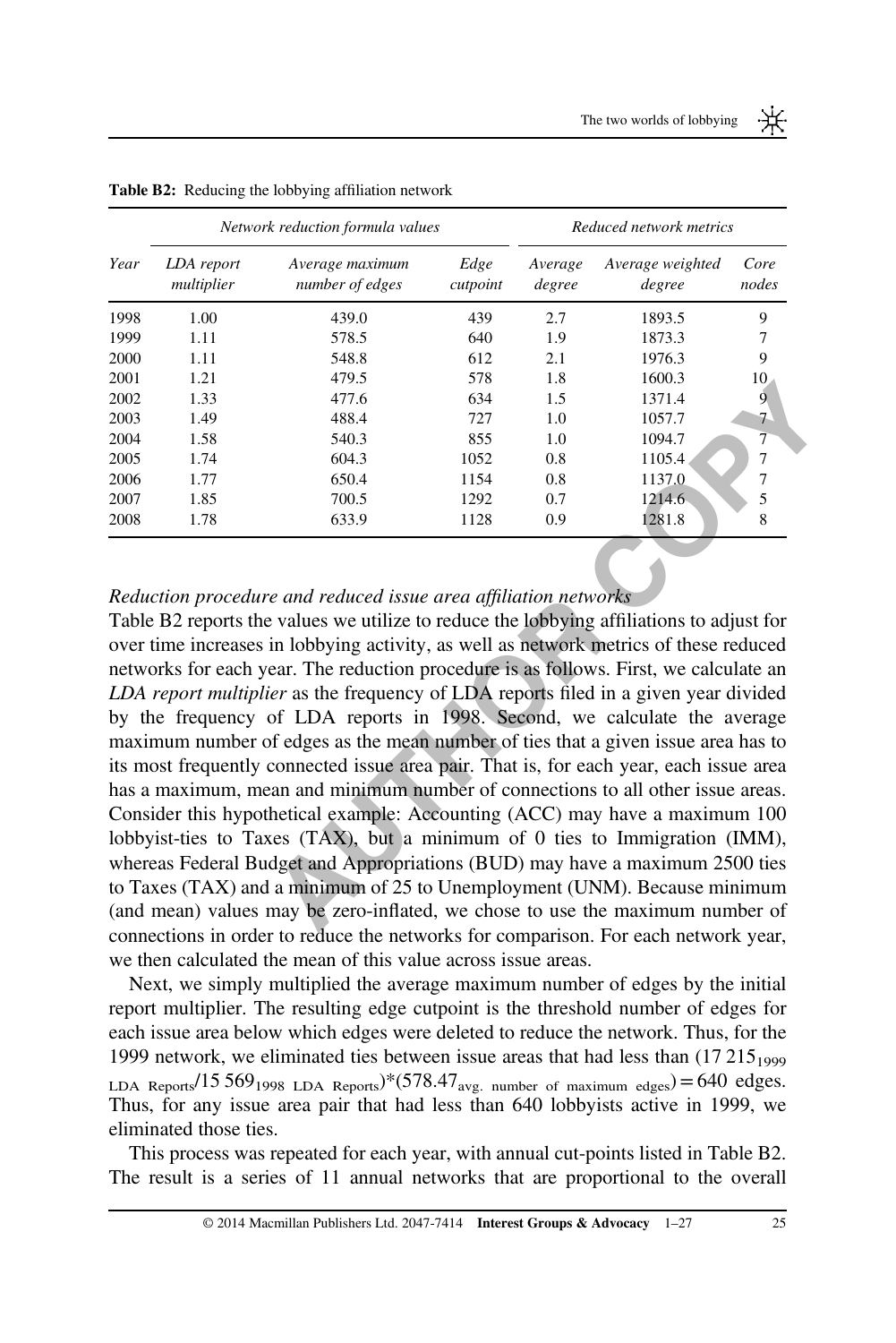**Table B2:** Reducing the lobbying affiliation network

| Year | Network reduction formula values | | | Reduced network metrics | | |
|---|---|---|---|---|---|---|
| | *LDA report multiplier* | *Average maximum number of edges* | *Edge cutpoint* | *Average degree* | *Average weighted degree* | *Core nodes* |
| 1998 | 1.00 | 439.0 | 439 | 2.7 | 1893.5 | 9 |
| 1999 | 1.11 | 578.5 | 640 | 1.9 | 1873.3 | 7 |
| 2000 | 1.11 | 548.8 | 612 | 2.1 | 1976.3 | 9 |
| 2001 | 1.21 | 479.5 | 578 | 1.8 | 1600.3 | 10 |
| 2002 | 1.33 | 477.6 | 634 | 1.5 | 1371.4 | 9 |
| 2003 | 1.49 | 488.4 | 727 | 1.0 | 1057.7 | 7 |
| 2004 | 1.58 | 540.3 | 855 | 1.0 | 1094.7 | 7 |
| 2005 | 1.74 | 604.3 | 1052 | 0.8 | 1105.4 | 7 |
| 2006 | 1.77 | 650.4 | 1154 | 0.8 | 1137.0 | 7 |
| 2007 | 1.85 | 700.5 | 1292 | 0.7 | 1214.6 | 5 |
| 2008 | 1.78 | 633.9 | 1128 | 0.9 | 1281.8 | 8 |

*Reduction procedure and reduced issue area affiliation networks*

Table B2 reports the values we utilize to reduce the lobbying affiliations to adjust for over time increases in lobbying activity, as well as network metrics of these reduced networks for each year. The reduction procedure is as follows. First, we calculate an *LDA report multiplier* as the frequency of LDA reports filed in a given year divided by the frequency of LDA reports in 1998. Second, we calculate the average maximum number of edges as the mean number of ties that a given issue area has to its most frequently connected issue area pair. That is, for each year, each issue area has a maximum, mean and minimum number of connections to all other issue areas. Consider this hypothetical example: Accounting (ACC) may have a maximum 100 lobbyist-ties to Taxes (TAX), but a minimum of 0 ties to Immigration (IMM), whereas Federal Budget and Appropriations (BUD) may have a maximum 2500 ties to Taxes (TAX) and a minimum of 25 to Unemployment (UNM). Because minimum (and mean) values may be zero-inflated, we chose to use the maximum number of connections in order to reduce the networks for comparison. For each network year, we then calculated the mean of this value across issue areas.

Next, we simply multiplied the average maximum number of edges by the initial report multiplier. The resulting edge cutpoint is the threshold number of edges for each issue area below which edges were deleted to reduce the network. Thus, for the 1999 network, we eliminated ties between issue areas that had less than $(17\,215_{1999\ \text{LDA Reports}}/15\,569_{1998\ \text{LDA Reports}})*(578.47_{\text{avg. number of maximum edges}}) = 640$ edges. Thus, for any issue area pair that had less than 640 lobbyists active in 1999, we eliminated those ties.

This process was repeated for each year, with annual cut-points listed in Table B2. The result is a series of 11 annual networks that are proportional to the overall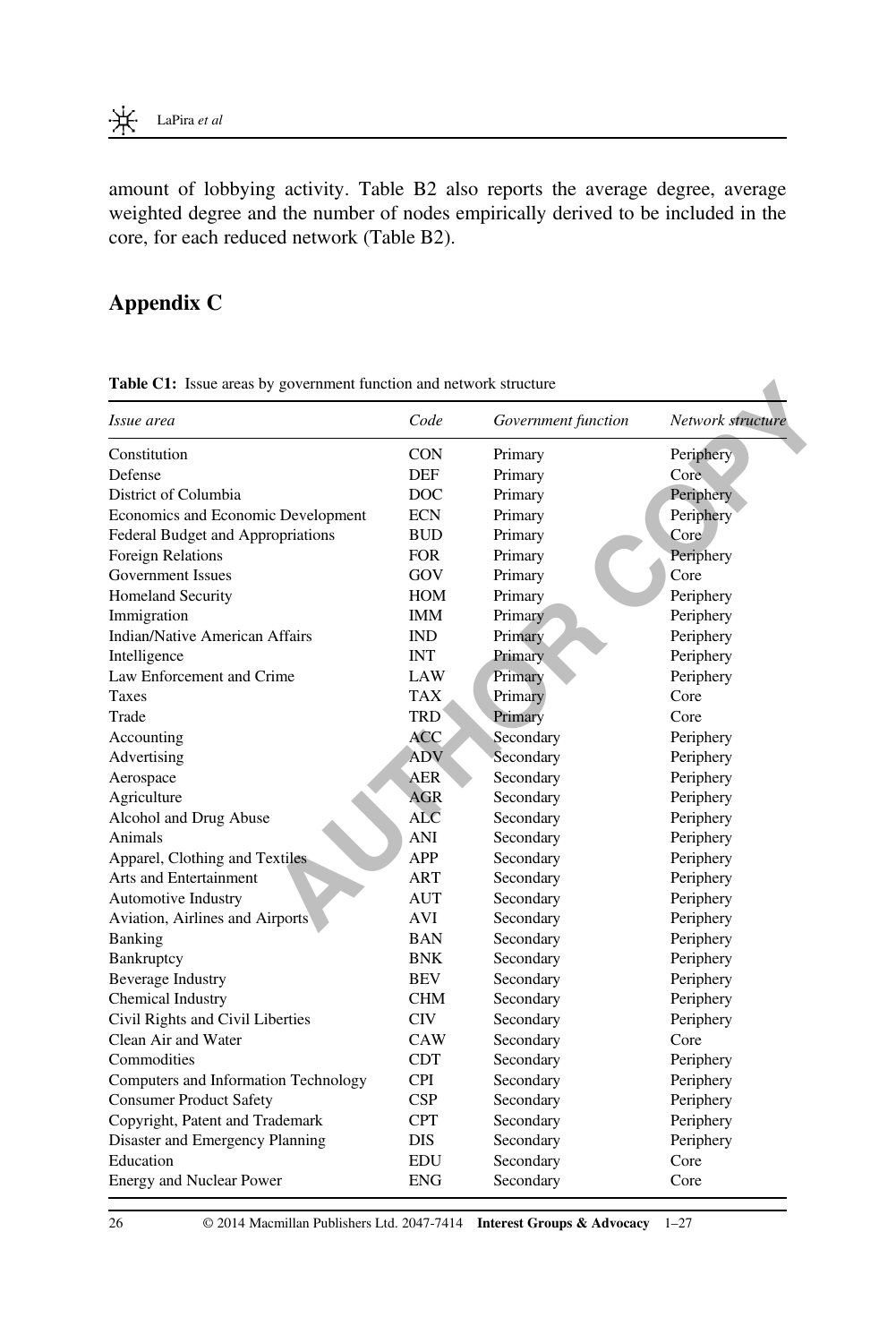amount of lobbying activity. Table B2 also reports the average degree, average weighted degree and the number of nodes empirically derived to be included in the core, for each reduced network (Table B2).

## Appendix C

**Table C1:** Issue areas by government function and network structure

| *Issue area* | *Code* | *Government function* | *Network structure* |
|---|---|---|---|
| Constitution | CON | Primary | Periphery |
| Defense | DEF | Primary | Core |
| District of Columbia | DOC | Primary | Periphery |
| Economics and Economic Development | ECN | Primary | Periphery |
| Federal Budget and Appropriations | BUD | Primary | Core |
| Foreign Relations | FOR | Primary | Periphery |
| Government Issues | GOV | Primary | Core |
| Homeland Security | HOM | Primary | Periphery |
| Immigration | IMM | Primary | Periphery |
| Indian/Native American Affairs | IND | Primary | Periphery |
| Intelligence | INT | Primary | Periphery |
| Law Enforcement and Crime | LAW | Primary | Periphery |
| Taxes | TAX | Primary | Core |
| Trade | TRD | Primary | Core |
| Accounting | ACC | Secondary | Periphery |
| Advertising | ADV | Secondary | Periphery |
| Aerospace | AER | Secondary | Periphery |
| Agriculture | AGR | Secondary | Periphery |
| Alcohol and Drug Abuse | ALC | Secondary | Periphery |
| Animals | ANI | Secondary | Periphery |
| Apparel, Clothing and Textiles | APP | Secondary | Periphery |
| Arts and Entertainment | ART | Secondary | Periphery |
| Automotive Industry | AUT | Secondary | Periphery |
| Aviation, Airlines and Airports | AVI | Secondary | Periphery |
| Banking | BAN | Secondary | Periphery |
| Bankruptcy | BNK | Secondary | Periphery |
| Beverage Industry | BEV | Secondary | Periphery |
| Chemical Industry | CHM | Secondary | Periphery |
| Civil Rights and Civil Liberties | CIV | Secondary | Periphery |
| Clean Air and Water | CAW | Secondary | Core |
| Commodities | CDT | Secondary | Periphery |
| Computers and Information Technology | CPI | Secondary | Periphery |
| Consumer Product Safety | CSP | Secondary | Periphery |
| Copyright, Patent and Trademark | CPT | Secondary | Periphery |
| Disaster and Emergency Planning | DIS | Secondary | Periphery |
| Education | EDU | Secondary | Core |
| Energy and Nuclear Power | ENG | Secondary | Core |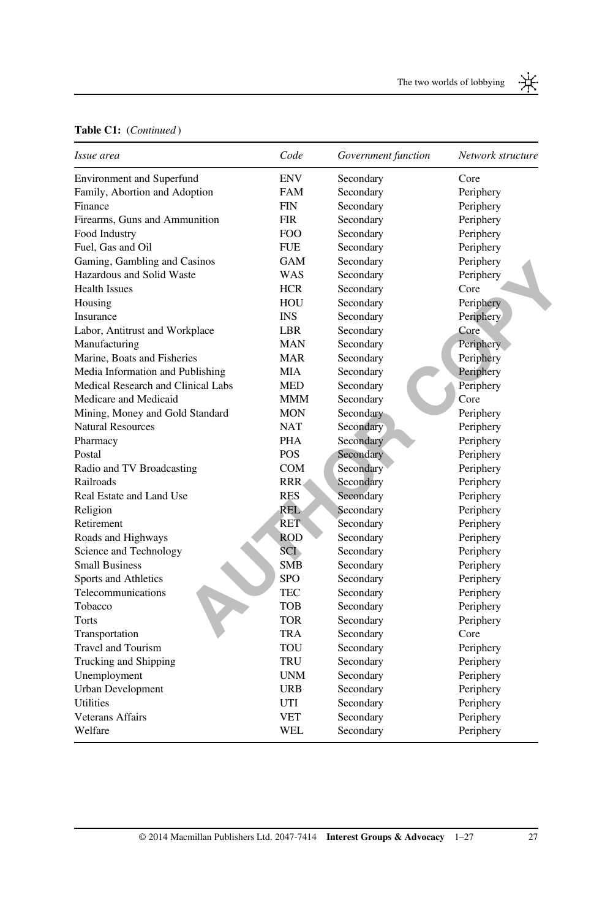**Table C1:** (*Continued*)

| *Issue area* | *Code* | *Government function* | *Network structure* |
|---|---|---|---|
| Environment and Superfund | ENV | Secondary | Core |
| Family, Abortion and Adoption | FAM | Secondary | Periphery |
| Finance | FIN | Secondary | Periphery |
| Firearms, Guns and Ammunition | FIR | Secondary | Periphery |
| Food Industry | FOO | Secondary | Periphery |
| Fuel, Gas and Oil | FUE | Secondary | Periphery |
| Gaming, Gambling and Casinos | GAM | Secondary | Periphery |
| Hazardous and Solid Waste | WAS | Secondary | Periphery |
| Health Issues | HCR | Secondary | Core |
| Housing | HOU | Secondary | Periphery |
| Insurance | INS | Secondary | Periphery |
| Labor, Antitrust and Workplace | LBR | Secondary | Core |
| Manufacturing | MAN | Secondary | Periphery |
| Marine, Boats and Fisheries | MAR | Secondary | Periphery |
| Media Information and Publishing | MIA | Secondary | Periphery |
| Medical Research and Clinical Labs | MED | Secondary | Periphery |
| Medicare and Medicaid | MMM | Secondary | Core |
| Mining, Money and Gold Standard | MON | Secondary | Periphery |
| Natural Resources | NAT | Secondary | Periphery |
| Pharmacy | PHA | Secondary | Periphery |
| Postal | POS | Secondary | Periphery |
| Radio and TV Broadcasting | COM | Secondary | Periphery |
| Railroads | RRR | Secondary | Periphery |
| Real Estate and Land Use | RES | Secondary | Periphery |
| Religion | REL | Secondary | Periphery |
| Retirement | RET | Secondary | Periphery |
| Roads and Highways | ROD | Secondary | Periphery |
| Science and Technology | SCI | Secondary | Periphery |
| Small Business | SMB | Secondary | Periphery |
| Sports and Athletics | SPO | Secondary | Periphery |
| Telecommunications | TEC | Secondary | Periphery |
| Tobacco | TOB | Secondary | Periphery |
| Torts | TOR | Secondary | Periphery |
| Transportation | TRA | Secondary | Core |
| Travel and Tourism | TOU | Secondary | Periphery |
| Trucking and Shipping | TRU | Secondary | Periphery |
| Unemployment | UNM | Secondary | Periphery |
| Urban Development | URB | Secondary | Periphery |
| Utilities | UTI | Secondary | Periphery |
| Veterans Affairs | VET | Secondary | Periphery |
| Welfare | WEL | Secondary | Periphery |